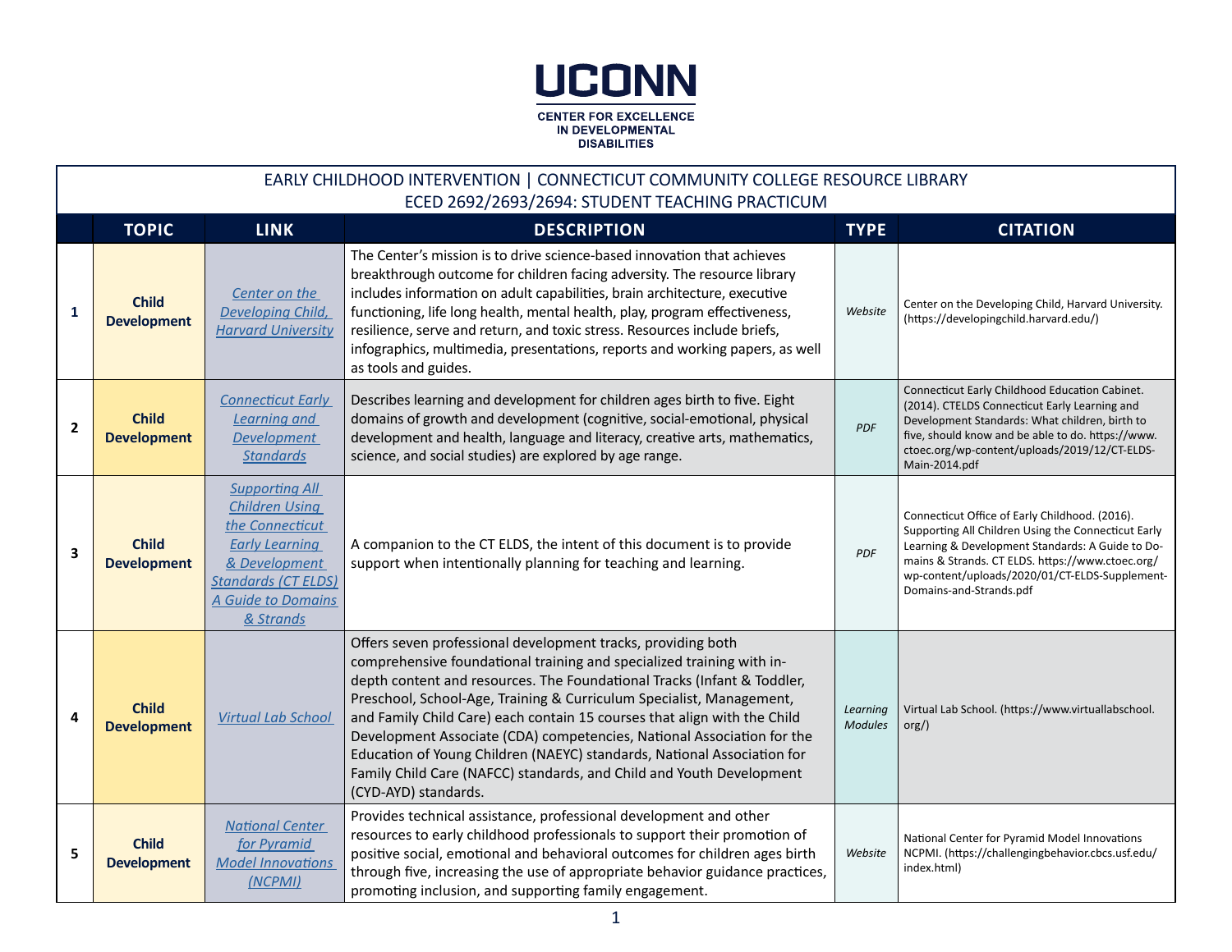UCONN

CENTER FOR EXCELLENCE IN DEVELOPMENTAL DISABILITIES

# EARLY CHILDHOOD INTERVENTION | CONNECTICUT COMMUNITY COLLEGE RESOURCE LIBRARY

## ECED 2692/2693/2694: STUDENT TEACHING PRACTICUM

| | TOPIC | LINK | DESCRIPTION | TYPE | CITATION |
|---|---|---|---|---|---|
| 1 | **Child Development** | *Center on the Developing Child, Harvard University* | The Center's mission is to drive science-based innovation that achieves breakthrough outcome for children facing adversity. The resource library includes information on adult capabilities, brain architecture, executive functioning, life long health, mental health, play, program effectiveness, resilience, serve and return, and toxic stress. Resources include briefs, infographics, multimedia, presentations, reports and working papers, as well as tools and guides. | *Website* | Center on the Developing Child, Harvard University. (https://developingchild.harvard.edu/) |
| 2 | **Child Development** | *Connecticut Early Learning and Development Standards* | Describes learning and development for children ages birth to five. Eight domains of growth and development (cognitive, social-emotional, physical development and health, language and literacy, creative arts, mathematics, science, and social studies) are explored by age range. | *PDF* | Connecticut Early Childhood Education Cabinet. (2014). CTELDS Connecticut Early Learning and Development Standards: What children, birth to five, should know and be able to do. https://www.ctoec.org/wp-content/uploads/2019/12/CT-ELDS-Main-2014.pdf |
| 3 | **Child Development** | *Supporting All Children Using the Connecticut Early Learning & Development Standards (CT ELDS) A Guide to Domains & Strands* | A companion to the CT ELDS, the intent of this document is to provide support when intentionally planning for teaching and learning. | *PDF* | Connecticut Office of Early Childhood. (2016). Supporting All Children Using the Connecticut Early Learning & Development Standards: A Guide to Domains & Strands. CT ELDS. https://www.ctoec.org/wp-content/uploads/2020/01/CT-ELDS-Supplement-Domains-and-Strands.pdf |
| 4 | **Child Development** | *Virtual Lab School* | Offers seven professional development tracks, providing both comprehensive foundational training and specialized training with in-depth content and resources. The Foundational Tracks (Infant & Toddler, Preschool, School-Age, Training & Curriculum Specialist, Management, and Family Child Care) each contain 15 courses that align with the Child Development Associate (CDA) competencies, National Association for the Education of Young Children (NAEYC) standards, National Association for Family Child Care (NAFCC) standards, and Child and Youth Development (CYD-AYD) standards. | *Learning Modules* | Virtual Lab School. (https://www.virtuallabschool.org/) |
| 5 | **Child Development** | *National Center for Pyramid Model Innovations (NCPMI)* | Provides technical assistance, professional development and other resources to early childhood professionals to support their promotion of positive social, emotional and behavioral outcomes for children ages birth through five, increasing the use of appropriate behavior guidance practices, promoting inclusion, and supporting family engagement. | *Website* | National Center for Pyramid Model Innovations NCPMI. (https://challengingbehavior.cbcs.usf.edu/index.html) |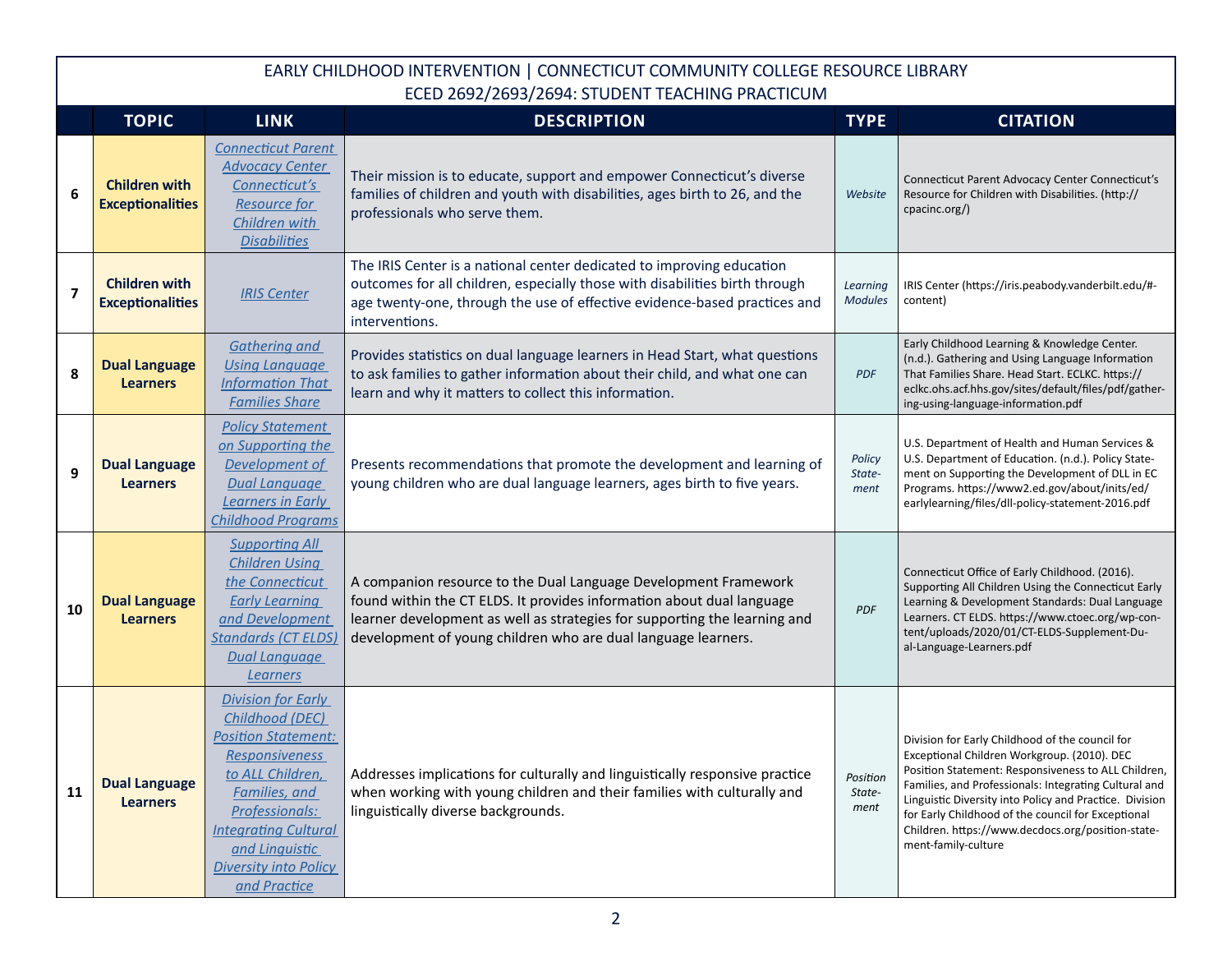EARLY CHILDHOOD INTERVENTION | CONNECTICUT COMMUNITY COLLEGE RESOURCE LIBRARY
ECED 2692/2693/2694: STUDENT TEACHING PRACTICUM

| | TOPIC | LINK | DESCRIPTION | TYPE | CITATION |
|---|---|---|---|---|---|
| 6 | **Children with Exceptionalities** | *Connecticut Parent Advocacy Center Connecticut's Resource for Children with Disabilities* | Their mission is to educate, support and empower Connecticut's diverse families of children and youth with disabilities, ages birth to 26, and the professionals who serve them. | *Website* | Connecticut Parent Advocacy Center Connecticut's Resource for Children with Disabilities. (http://cpacinc.org/) |
| 7 | **Children with Exceptionalities** | *IRIS Center* | The IRIS Center is a national center dedicated to improving education outcomes for all children, especially those with disabilities birth through age twenty-one, through the use of effective evidence-based practices and interventions. | *Learning Modules* | IRIS Center (https://iris.peabody.vanderbilt.edu/#-content) |
| 8 | **Dual Language Learners** | *Gathering and Using Language Information That Families Share* | Provides statistics on dual language learners in Head Start, what questions to ask families to gather information about their child, and what one can learn and why it matters to collect this information. | *PDF* | Early Childhood Learning & Knowledge Center. (n.d.). Gathering and Using Language Information That Families Share. Head Start. ECLKC. https://eclkc.ohs.acf.hhs.gov/sites/default/files/pdf/gathering-using-language-information.pdf |
| 9 | **Dual Language Learners** | *Policy Statement on Supporting the Development of Dual Language Learners in Early Childhood Programs* | Presents recommendations that promote the development and learning of young children who are dual language learners, ages birth to five years. | *Policy Statement* | U.S. Department of Health and Human Services & U.S. Department of Education. (n.d.). Policy Statement on Supporting the Development of DLL in EC Programs. https://www2.ed.gov/about/inits/ed/earlylearning/files/dll-policy-statement-2016.pdf |
| 10 | **Dual Language Learners** | *Supporting All Children Using the Connecticut Early Learning and Development Standards (CT ELDS) Dual Language Learners* | A companion resource to the Dual Language Development Framework found within the CT ELDS. It provides information about dual language learner development as well as strategies for supporting the learning and development of young children who are dual language learners. | *PDF* | Connecticut Office of Early Childhood. (2016). Supporting All Children Using the Connecticut Early Learning & Development Standards: Dual Language Learners. CT ELDS. https://www.ctoec.org/wp-content/uploads/2020/01/CT-ELDS-Supplement-Dual-Language-Learners.pdf |
| 11 | **Dual Language Learners** | *Division for Early Childhood (DEC) Position Statement: Responsiveness to ALL Children, Families, and Professionals: Integrating Cultural and Linguistic Diversity into Policy and Practice* | Addresses implications for culturally and linguistically responsive practice when working with young children and their families with culturally and linguistically diverse backgrounds. | *Position Statement* | Division for Early Childhood of the council for Exceptional Children Workgroup. (2010). DEC Position Statement: Responsiveness to ALL Children, Families, and Professionals: Integrating Cultural and Linguistic Diversity into Policy and Practice. Division for Early Childhood of the council for Exceptional Children. https://www.decdocs.org/position-statement-family-culture |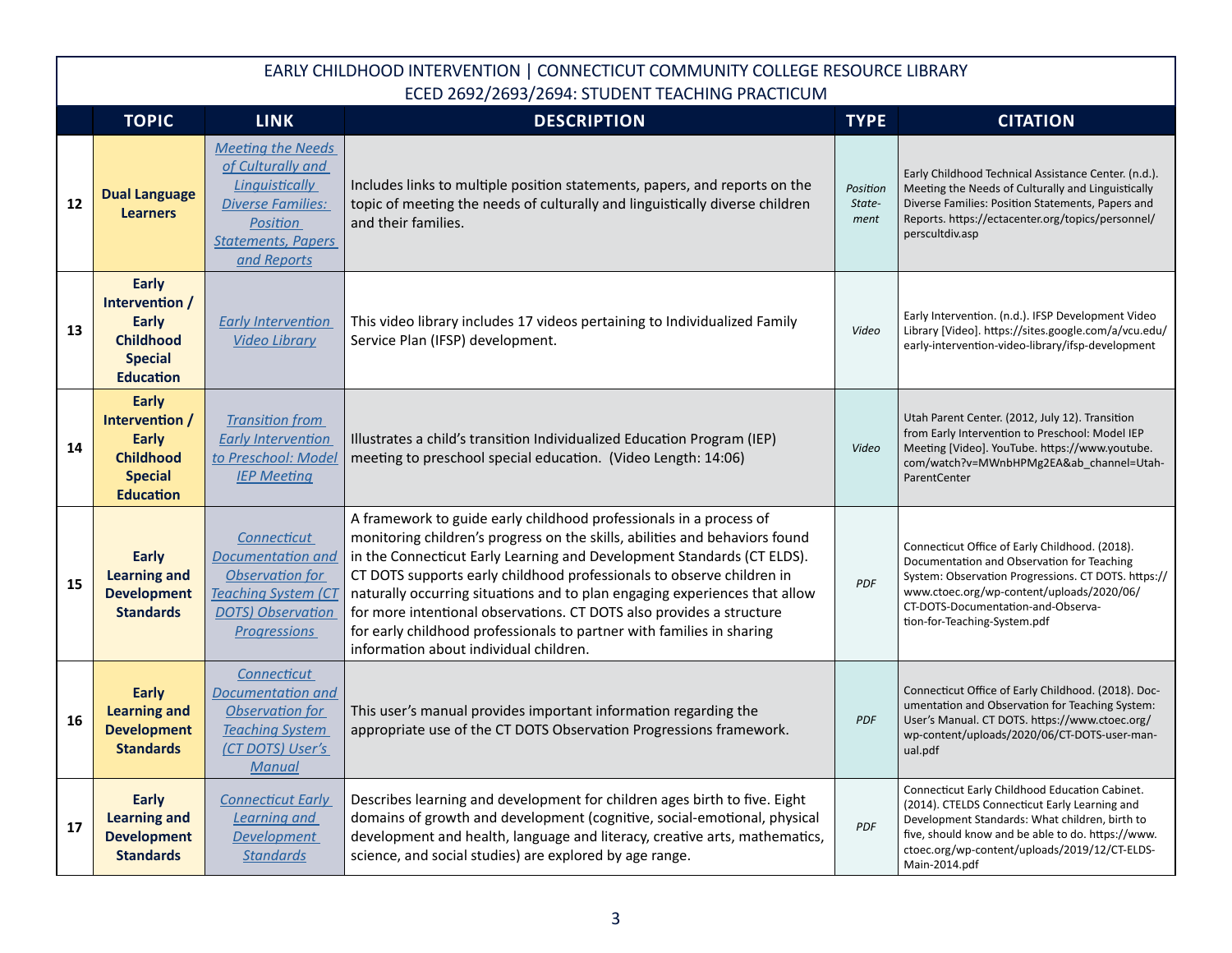EARLY CHILDHOOD INTERVENTION | CONNECTICUT COMMUNITY COLLEGE RESOURCE LIBRARY
ECED 2692/2693/2694: STUDENT TEACHING PRACTICUM

| | TOPIC | LINK | DESCRIPTION | TYPE | CITATION |
|---|---|---|---|---|---|
| 12 | **Dual Language Learners** | *Meeting the Needs of Culturally and Linguistically Diverse Families: Position Statements, Papers and Reports* | Includes links to multiple position statements, papers, and reports on the topic of meeting the needs of culturally and linguistically diverse children and their families. | *Position Statement* | Early Childhood Technical Assistance Center. (n.d.). Meeting the Needs of Culturally and Linguistically Diverse Families: Position Statements, Papers and Reports. https://ectacenter.org/topics/personnel/perscultdiv.asp |
| 13 | **Early Intervention / Early Childhood Special Education** | *Early Intervention Video Library* | This video library includes 17 videos pertaining to Individualized Family Service Plan (IFSP) development. | *Video* | Early Intervention. (n.d.). IFSP Development Video Library [Video]. https://sites.google.com/a/vcu.edu/early-intervention-video-library/ifsp-development |
| 14 | **Early Intervention / Early Childhood Special Education** | *Transition from Early Intervention to Preschool: Model IEP Meeting* | Illustrates a child's transition Individualized Education Program (IEP) meeting to preschool special education. (Video Length: 14:06) | *Video* | Utah Parent Center. (2012, July 12). Transition from Early Intervention to Preschool: Model IEP Meeting [Video]. YouTube. https://www.youtube.com/watch?v=MWnbHPMg2EA&ab_channel=UtahParentCenter |
| 15 | **Early Learning and Development Standards** | *Connecticut Documentation and Observation for Teaching System (CT DOTS) Observation Progressions* | A framework to guide early childhood professionals in a process of monitoring children's progress on the skills, abilities and behaviors found in the Connecticut Early Learning and Development Standards (CT ELDS). CT DOTS supports early childhood professionals to observe children in naturally occurring situations and to plan engaging experiences that allow for more intentional observations. CT DOTS also provides a structure for early childhood professionals to partner with families in sharing information about individual children. | *PDF* | Connecticut Office of Early Childhood. (2018). Documentation and Observation for Teaching System: Observation Progressions. CT DOTS. https://www.ctoec.org/wp-content/uploads/2020/06/CT-DOTS-Documentation-and-Observation-for-Teaching-System.pdf |
| 16 | **Early Learning and Development Standards** | *Connecticut Documentation and Observation for Teaching System (CT DOTS) User's Manual* | This user's manual provides important information regarding the appropriate use of the CT DOTS Observation Progressions framework. | *PDF* | Connecticut Office of Early Childhood. (2018). Documentation and Observation for Teaching System: User's Manual. CT DOTS. https://www.ctoec.org/wp-content/uploads/2020/06/CT-DOTS-user-manual.pdf |
| 17 | **Early Learning and Development Standards** | *Connecticut Early Learning and Development Standards* | Describes learning and development for children ages birth to five. Eight domains of growth and development (cognitive, social-emotional, physical development and health, language and literacy, creative arts, mathematics, science, and social studies) are explored by age range. | *PDF* | Connecticut Early Childhood Education Cabinet. (2014). CTELDS Connecticut Early Learning and Development Standards: What children, birth to five, should know and be able to do. https://www.ctoec.org/wp-content/uploads/2019/12/CT-ELDS-Main-2014.pdf |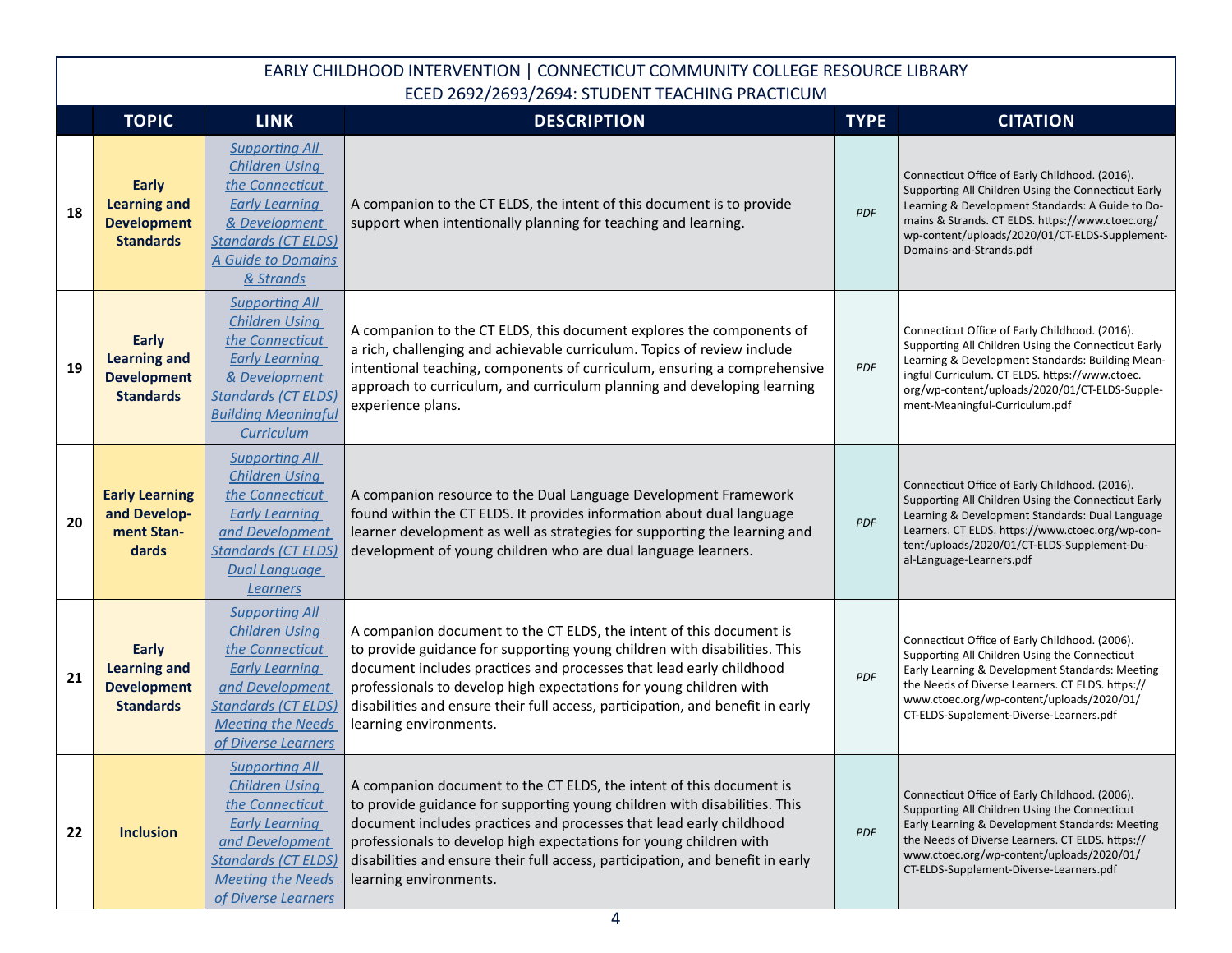EARLY CHILDHOOD INTERVENTION | CONNECTICUT COMMUNITY COLLEGE RESOURCE LIBRARY
ECED 2692/2693/2694: STUDENT TEACHING PRACTICUM

| | TOPIC | LINK | DESCRIPTION | TYPE | CITATION |
|---|---|---|---|---|---|
| **18** | **Early Learning and Development Standards** | *Supporting All Children Using the Connecticut Early Learning & Development Standards (CT ELDS) A Guide to Domains & Strands* | A companion to the CT ELDS, the intent of this document is to provide support when intentionally planning for teaching and learning. | *PDF* | Connecticut Office of Early Childhood. (2016). Supporting All Children Using the Connecticut Early Learning & Development Standards: A Guide to Domains & Strands. CT ELDS. https://www.ctoec.org/wp-content/uploads/2020/01/CT-ELDS-Supplement-Domains-and-Strands.pdf |
| **19** | **Early Learning and Development Standards** | *Supporting All Children Using the Connecticut Early Learning & Development Standards (CT ELDS) Building Meaningful Curriculum* | A companion to the CT ELDS, this document explores the components of a rich, challenging and achievable curriculum. Topics of review include intentional teaching, components of curriculum, ensuring a comprehensive approach to curriculum, and curriculum planning and developing learning experience plans. | *PDF* | Connecticut Office of Early Childhood. (2016). Supporting All Children Using the Connecticut Early Learning & Development Standards: Building Meaningful Curriculum. CT ELDS. https://www.ctoec.org/wp-content/uploads/2020/01/CT-ELDS-Supplement-Meaningful-Curriculum.pdf |
| **20** | **Early Learning and Development Standards** | *Supporting All Children Using the Connecticut Early Learning and Development Standards (CT ELDS) Dual Language Learners* | A companion resource to the Dual Language Development Framework found within the CT ELDS. It provides information about dual language learner development as well as strategies for supporting the learning and development of young children who are dual language learners. | *PDF* | Connecticut Office of Early Childhood. (2016). Supporting All Children Using the Connecticut Early Learning & Development Standards: Dual Language Learners. CT ELDS. https://www.ctoec.org/wp-content/uploads/2020/01/CT-ELDS-Supplement-Dual-Language-Learners.pdf |
| **21** | **Early Learning and Development Standards** | *Supporting All Children Using the Connecticut Early Learning and Development Standards (CT ELDS) Meeting the Needs of Diverse Learners* | A companion document to the CT ELDS, the intent of this document is to provide guidance for supporting young children with disabilities. This document includes practices and processes that lead early childhood professionals to develop high expectations for young children with disabilities and ensure their full access, participation, and benefit in early learning environments. | *PDF* | Connecticut Office of Early Childhood. (2006). Supporting All Children Using the Connecticut Early Learning & Development Standards: Meeting the Needs of Diverse Learners. CT ELDS. https://www.ctoec.org/wp-content/uploads/2020/01/CT-ELDS-Supplement-Diverse-Learners.pdf |
| **22** | **Inclusion** | *Supporting All Children Using the Connecticut Early Learning and Development Standards (CT ELDS) Meeting the Needs of Diverse Learners* | A companion document to the CT ELDS, the intent of this document is to provide guidance for supporting young children with disabilities. This document includes practices and processes that lead early childhood professionals to develop high expectations for young children with disabilities and ensure their full access, participation, and benefit in early learning environments. | *PDF* | Connecticut Office of Early Childhood. (2006). Supporting All Children Using the Connecticut Early Learning & Development Standards: Meeting the Needs of Diverse Learners. CT ELDS. https://www.ctoec.org/wp-content/uploads/2020/01/CT-ELDS-Supplement-Diverse-Learners.pdf |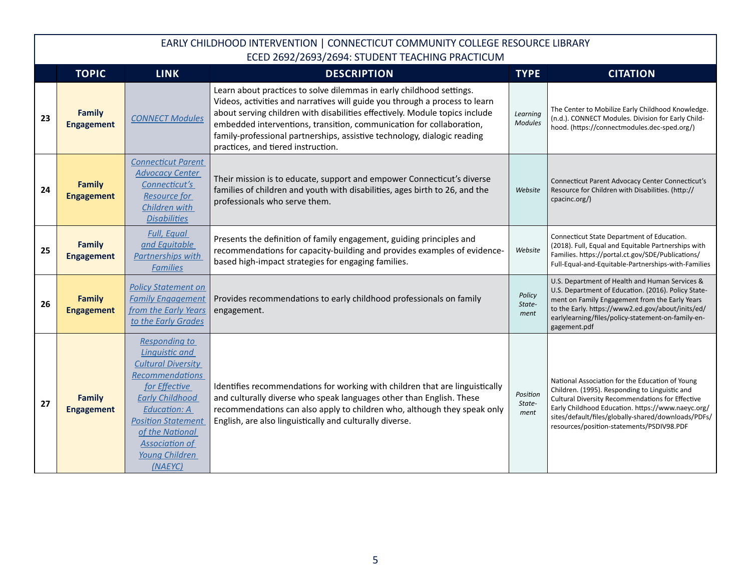EARLY CHILDHOOD INTERVENTION | CONNECTICUT COMMUNITY COLLEGE RESOURCE LIBRARY
ECED 2692/2693/2694: STUDENT TEACHING PRACTICUM

| | TOPIC | LINK | DESCRIPTION | TYPE | CITATION |
|---|---|---|---|---|---|
| 23 | **Family Engagement** | *CONNECT Modules* | Learn about practices to solve dilemmas in early childhood settings. Videos, activities and narratives will guide you through a process to learn about serving children with disabilities effectively. Module topics include embedded interventions, transition, communication for collaboration, family-professional partnerships, assistive technology, dialogic reading practices, and tiered instruction. | *Learning Modules* | The Center to Mobilize Early Childhood Knowledge. (n.d.). CONNECT Modules. Division for Early Childhood. (https://connectmodules.dec-sped.org/) |
| 24 | **Family Engagement** | *Connecticut Parent Advocacy Center Connecticut's Resource for Children with Disabilities* | Their mission is to educate, support and empower Connecticut's diverse families of children and youth with disabilities, ages birth to 26, and the professionals who serve them. | *Website* | Connecticut Parent Advocacy Center Connecticut's Resource for Children with Disabilities. (http://cpacinc.org/) |
| 25 | **Family Engagement** | *Full, Equal and Equitable Partnerships with Families* | Presents the definition of family engagement, guiding principles and recommendations for capacity-building and provides examples of evidence-based high-impact strategies for engaging families. | *Website* | Connecticut State Department of Education. (2018). Full, Equal and Equitable Partnerships with Families. https://portal.ct.gov/SDE/Publications/Full-Equal-and-Equitable-Partnerships-with-Families |
| 26 | **Family Engagement** | *Policy Statement on Family Engagement from the Early Years to the Early Grades* | Provides recommendations to early childhood professionals on family engagement. | *Policy Statement* | U.S. Department of Health and Human Services & U.S. Department of Education. (2016). Policy Statement on Family Engagement from the Early Years to the Early. https://www2.ed.gov/about/inits/ed/earlylearning/files/policy-statement-on-family-engagement.pdf |
| 27 | **Family Engagement** | *Responding to Linguistic and Cultural Diversity Recommendations for Effective Early Childhood Education: A Position Statement of the National Association of Young Children (NAEYC)* | Identifies recommendations for working with children that are linguistically and culturally diverse who speak languages other than English. These recommendations can also apply to children who, although they speak only English, are also linguistically and culturally diverse. | *Position Statement* | National Association for the Education of Young Children. (1995). Responding to Linguistic and Cultural Diversity Recommendations for Effective Early Childhood Education. https://www.naeyc.org/sites/default/files/globally-shared/downloads/PDFs/resources/position-statements/PSDIV98.PDF |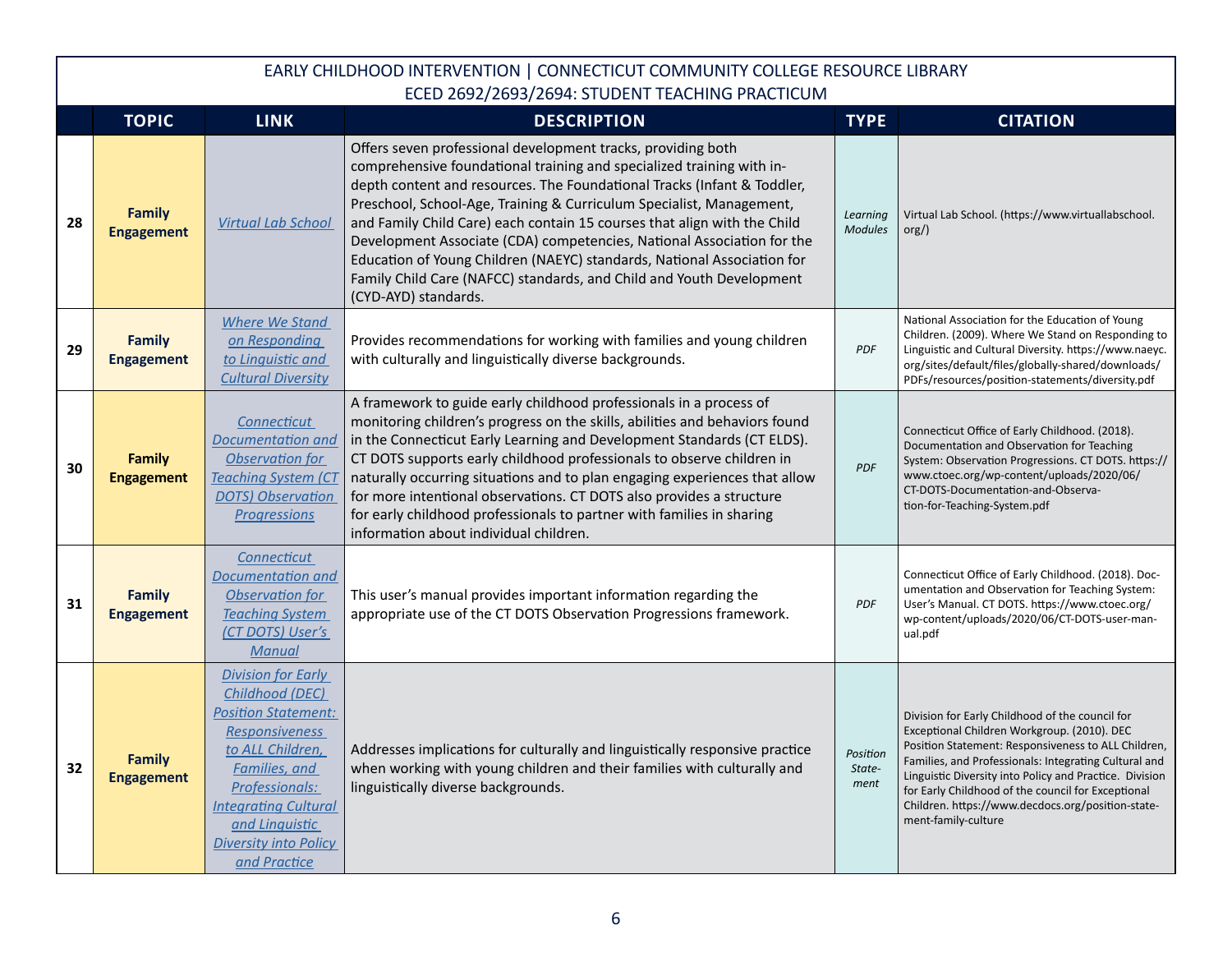EARLY CHILDHOOD INTERVENTION | CONNECTICUT COMMUNITY COLLEGE RESOURCE LIBRARY
ECED 2692/2693/2694: STUDENT TEACHING PRACTICUM

| | TOPIC | LINK | DESCRIPTION | TYPE | CITATION |
|---|---|---|---|---|---|
| 28 | **Family Engagement** | *Virtual Lab School* | Offers seven professional development tracks, providing both comprehensive foundational training and specialized training with in-depth content and resources. The Foundational Tracks (Infant & Toddler, Preschool, School-Age, Training & Curriculum Specialist, Management, and Family Child Care) each contain 15 courses that align with the Child Development Associate (CDA) competencies, National Association for the Education of Young Children (NAEYC) standards, National Association for Family Child Care (NAFCC) standards, and Child and Youth Development (CYD-AYD) standards. | *Learning Modules* | Virtual Lab School. (https://www.virtuallabschool.org/) |
| 29 | **Family Engagement** | *Where We Stand on Responding to Linguistic and Cultural Diversity* | Provides recommendations for working with families and young children with culturally and linguistically diverse backgrounds. | *PDF* | National Association for the Education of Young Children. (2009). Where We Stand on Responding to Linguistic and Cultural Diversity. https://www.naeyc.org/sites/default/files/globally-shared/downloads/PDFs/resources/position-statements/diversity.pdf |
| 30 | **Family Engagement** | *Connecticut Documentation and Observation for Teaching System (CT DOTS) Observation Progressions* | A framework to guide early childhood professionals in a process of monitoring children's progress on the skills, abilities and behaviors found in the Connecticut Early Learning and Development Standards (CT ELDS). CT DOTS supports early childhood professionals to observe children in naturally occurring situations and to plan engaging experiences that allow for more intentional observations. CT DOTS also provides a structure for early childhood professionals to partner with families in sharing information about individual children. | *PDF* | Connecticut Office of Early Childhood. (2018). Documentation and Observation for Teaching System: Observation Progressions. CT DOTS. https://www.ctoec.org/wp-content/uploads/2020/06/CT-DOTS-Documentation-and-Observation-for-Teaching-System.pdf |
| 31 | **Family Engagement** | *Connecticut Documentation and Observation for Teaching System (CT DOTS) User's Manual* | This user's manual provides important information regarding the appropriate use of the CT DOTS Observation Progressions framework. | *PDF* | Connecticut Office of Early Childhood. (2018). Documentation and Observation for Teaching System: User's Manual. CT DOTS. https://www.ctoec.org/wp-content/uploads/2020/06/CT-DOTS-user-manual.pdf |
| 32 | **Family Engagement** | *Division for Early Childhood (DEC) Position Statement: Responsiveness to ALL Children, Families, and Professionals: Integrating Cultural and Linguistic Diversity into Policy and Practice* | Addresses implications for culturally and linguistically responsive practice when working with young children and their families with culturally and linguistically diverse backgrounds. | *Position Statement* | Division for Early Childhood of the council for Exceptional Children Workgroup. (2010). DEC Position Statement: Responsiveness to ALL Children, Families, and Professionals: Integrating Cultural and Linguistic Diversity into Policy and Practice. Division for Early Childhood of the council for Exceptional Children. https://www.decdocs.org/position-statement-family-culture |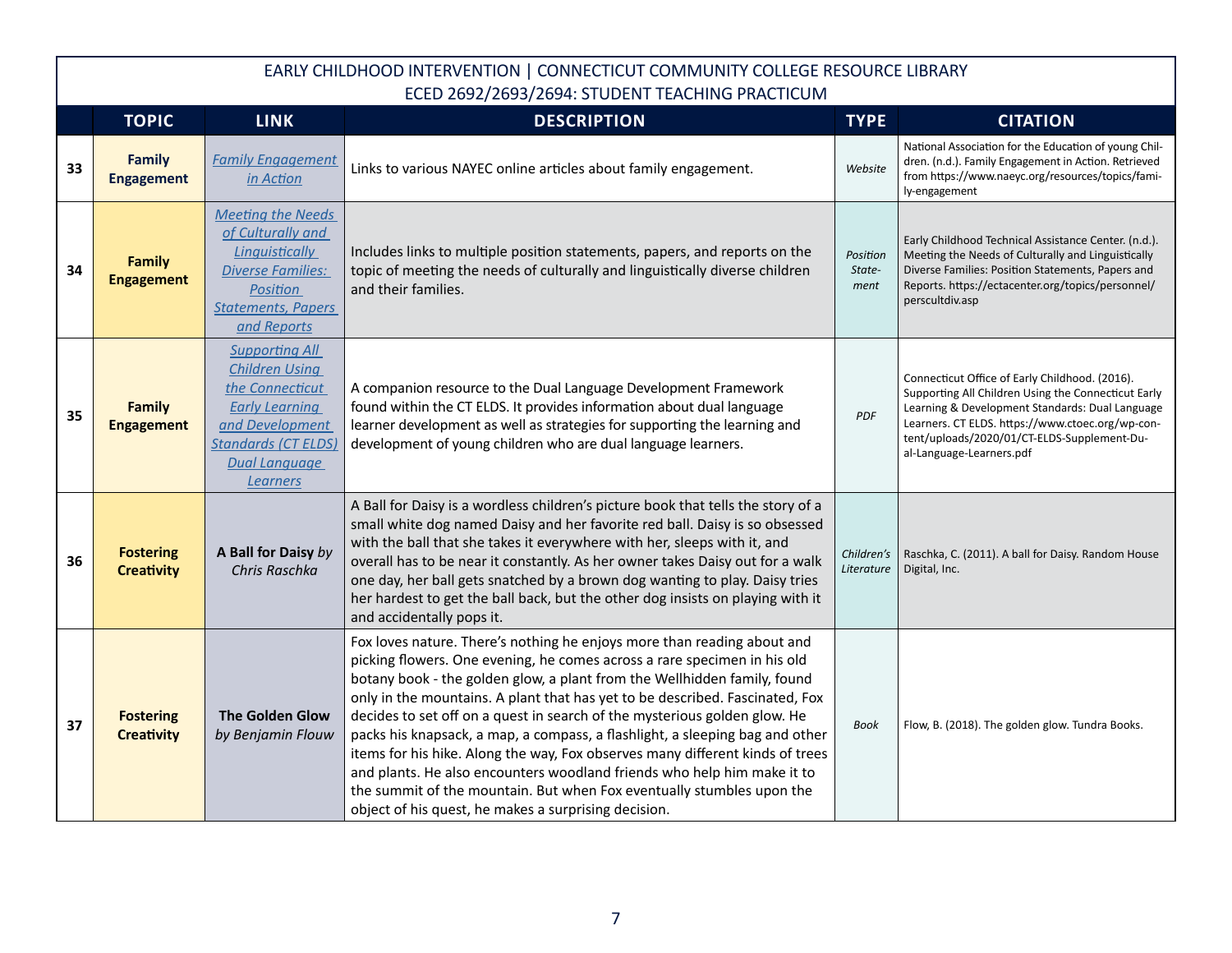EARLY CHILDHOOD INTERVENTION | CONNECTICUT COMMUNITY COLLEGE RESOURCE LIBRARY
ECED 2692/2693/2694: STUDENT TEACHING PRACTICUM

| | TOPIC | LINK | DESCRIPTION | TYPE | CITATION |
|---|---|---|---|---|---|
| 33 | **Family Engagement** | *Family Engagement in Action* | Links to various NAYEC online articles about family engagement. | *Website* | National Association for the Education of young Children. (n.d.). Family Engagement in Action. Retrieved from https://www.naeyc.org/resources/topics/family-engagement |
| 34 | **Family Engagement** | *Meeting the Needs of Culturally and Linguistically Diverse Families: Position Statements, Papers and Reports* | Includes links to multiple position statements, papers, and reports on the topic of meeting the needs of culturally and linguistically diverse children and their families. | *Position Statement* | Early Childhood Technical Assistance Center. (n.d.). Meeting the Needs of Culturally and Linguistically Diverse Families: Position Statements, Papers and Reports. https://ectacenter.org/topics/personnel/perscultdiv.asp |
| 35 | **Family Engagement** | *Supporting All Children Using the Connecticut Early Learning and Development Standards (CT ELDS) Dual Language Learners* | A companion resource to the Dual Language Development Framework found within the CT ELDS. It provides information about dual language learner development as well as strategies for supporting the learning and development of young children who are dual language learners. | *PDF* | Connecticut Office of Early Childhood. (2016). Supporting All Children Using the Connecticut Early Learning & Development Standards: Dual Language Learners. CT ELDS. https://www.ctoec.org/wp-content/uploads/2020/01/CT-ELDS-Supplement-Dual-Language-Learners.pdf |
| 36 | **Fostering Creativity** | **A Ball for Daisy** *by Chris Raschka* | A Ball for Daisy is a wordless children's picture book that tells the story of a small white dog named Daisy and her favorite red ball. Daisy is so obsessed with the ball that she takes it everywhere with her, sleeps with it, and overall has to be near it constantly. As her owner takes Daisy out for a walk one day, her ball gets snatched by a brown dog wanting to play. Daisy tries her hardest to get the ball back, but the other dog insists on playing with it and accidentally pops it. | *Children's Literature* | Raschka, C. (2011). A ball for Daisy. Random House Digital, Inc. |
| 37 | **Fostering Creativity** | **The Golden Glow** *by Benjamin Flouw* | Fox loves nature. There's nothing he enjoys more than reading about and picking flowers. One evening, he comes across a rare specimen in his old botany book - the golden glow, a plant from the Wellhidden family, found only in the mountains. A plant that has yet to be described. Fascinated, Fox decides to set off on a quest in search of the mysterious golden glow. He packs his knapsack, a map, a compass, a flashlight, a sleeping bag and other items for his hike. Along the way, Fox observes many different kinds of trees and plants. He also encounters woodland friends who help him make it to the summit of the mountain. But when Fox eventually stumbles upon the object of his quest, he makes a surprising decision. | *Book* | Flow, B. (2018). The golden glow. Tundra Books. |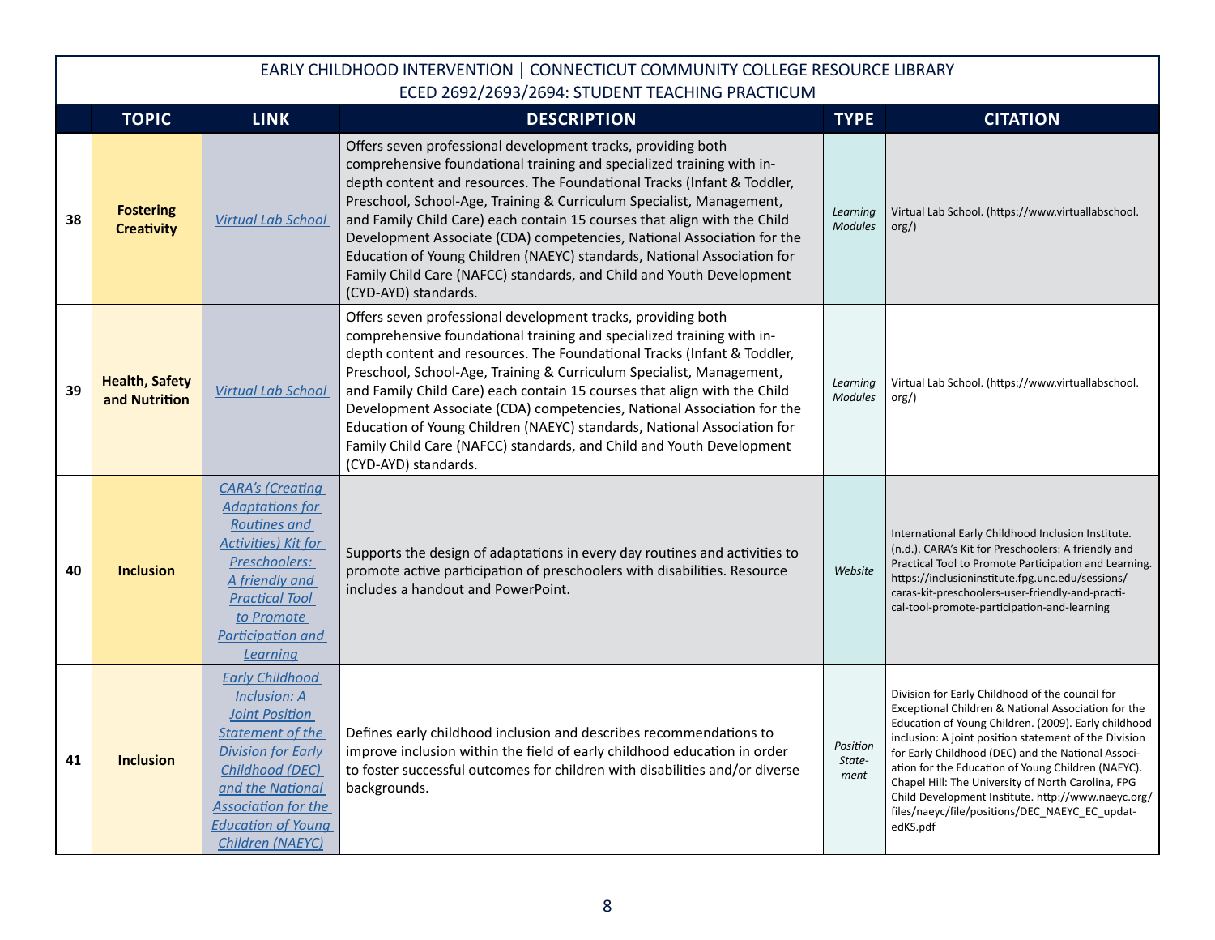EARLY CHILDHOOD INTERVENTION | CONNECTICUT COMMUNITY COLLEGE RESOURCE LIBRARY
ECED 2692/2693/2694: STUDENT TEACHING PRACTICUM

| | TOPIC | LINK | DESCRIPTION | TYPE | CITATION |
|---|---|---|---|---|---|
| 38 | **Fostering Creativity** | *Virtual Lab School* | Offers seven professional development tracks, providing both comprehensive foundational training and specialized training with in-depth content and resources. The Foundational Tracks (Infant & Toddler, Preschool, School-Age, Training & Curriculum Specialist, Management, and Family Child Care) each contain 15 courses that align with the Child Development Associate (CDA) competencies, National Association for the Education of Young Children (NAEYC) standards, National Association for Family Child Care (NAFCC) standards, and Child and Youth Development (CYD-AYD) standards. | *Learning Modules* | Virtual Lab School. (https://www.virtuallabschool.org/) |
| 39 | **Health, Safety and Nutrition** | *Virtual Lab School* | Offers seven professional development tracks, providing both comprehensive foundational training and specialized training with in-depth content and resources. The Foundational Tracks (Infant & Toddler, Preschool, School-Age, Training & Curriculum Specialist, Management, and Family Child Care) each contain 15 courses that align with the Child Development Associate (CDA) competencies, National Association for the Education of Young Children (NAEYC) standards, National Association for Family Child Care (NAFCC) standards, and Child and Youth Development (CYD-AYD) standards. | *Learning Modules* | Virtual Lab School. (https://www.virtuallabschool.org/) |
| 40 | **Inclusion** | *CARA's (Creating Adaptations for Routines and Activities) Kit for Preschoolers: A friendly and Practical Tool to Promote Participation and Learning* | Supports the design of adaptations in every day routines and activities to promote active participation of preschoolers with disabilities. Resource includes a handout and PowerPoint. | *Website* | International Early Childhood Inclusion Institute. (n.d.). CARA's Kit for Preschoolers: A friendly and Practical Tool to Promote Participation and Learning. https://inclusioninstitute.fpg.unc.edu/sessions/caras-kit-preschoolers-user-friendly-and-practical-tool-promote-participation-and-learning |
| 41 | **Inclusion** | *Early Childhood Inclusion: A Joint Position Statement of the Division for Early Childhood (DEC) and the National Association for the Education of Young Children (NAEYC)* | Defines early childhood inclusion and describes recommendations to improve inclusion within the field of early childhood education in order to foster successful outcomes for children with disabilities and/or diverse backgrounds. | *Position Statement* | Division for Early Childhood of the council for Exceptional Children & National Association for the Education of Young Children. (2009). Early childhood inclusion: A joint position statement of the Division for Early Childhood (DEC) and the National Association for the Education of Young Children (NAEYC). Chapel Hill: The University of North Carolina, FPG Child Development Institute. http://www.naeyc.org/files/naeyc/file/positions/DEC_NAEYC_EC_updatedKS.pdf |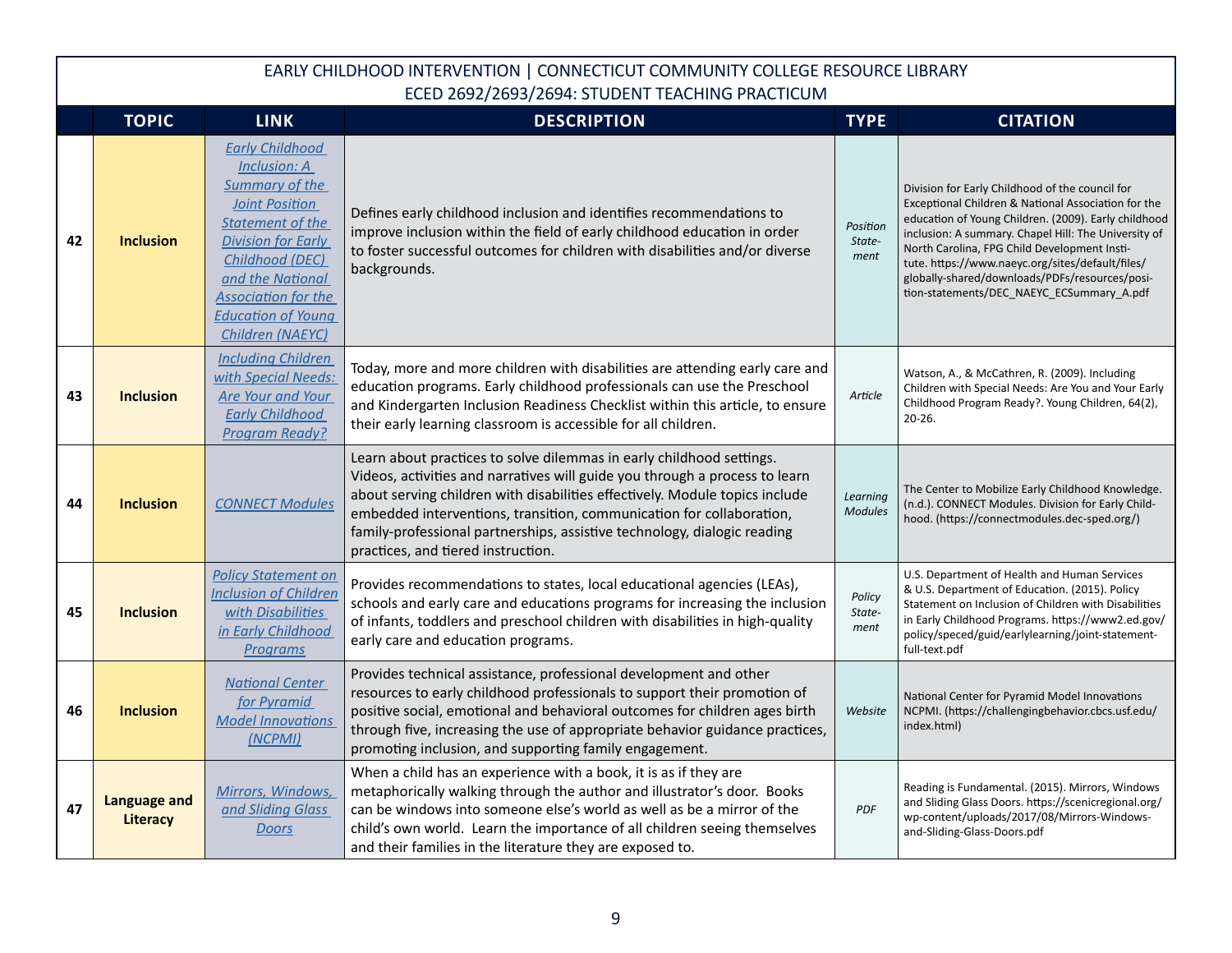EARLY CHILDHOOD INTERVENTION | CONNECTICUT COMMUNITY COLLEGE RESOURCE LIBRARY
ECED 2692/2693/2694: STUDENT TEACHING PRACTICUM

| | TOPIC | LINK | DESCRIPTION | TYPE | CITATION |
|---|---|---|---|---|---|
| 42 | **Inclusion** | *Early Childhood Inclusion: A Summary of the Joint Position Statement of the Division for Early Childhood (DEC) and the National Association for the Education of Young Children (NAEYC)* | Defines early childhood inclusion and identifies recommendations to improve inclusion within the field of early childhood education in order to foster successful outcomes for children with disabilities and/or diverse backgrounds. | *Position Statement* | Division for Early Childhood of the council for Exceptional Children & National Association for the education of Young Children. (2009). Early childhood inclusion: A summary. Chapel Hill: The University of North Carolina, FPG Child Development Institute. https://www.naeyc.org/sites/default/files/globally-shared/downloads/PDFs/resources/position-statements/DEC_NAEYC_ECSummary_A.pdf |
| 43 | **Inclusion** | *Including Children with Special Needs: Are Your and Your Early Childhood Program Ready?* | Today, more and more children with disabilities are attending early care and education programs. Early childhood professionals can use the Preschool and Kindergarten Inclusion Readiness Checklist within this article, to ensure their early learning classroom is accessible for all children. | *Article* | Watson, A., & McCathren, R. (2009). Including Children with Special Needs: Are You and Your Early Childhood Program Ready?. Young Children, 64(2), 20-26. |
| 44 | **Inclusion** | *CONNECT Modules* | Learn about practices to solve dilemmas in early childhood settings. Videos, activities and narratives will guide you through a process to learn about serving children with disabilities effectively. Module topics include embedded interventions, transition, communication for collaboration, family-professional partnerships, assistive technology, dialogic reading practices, and tiered instruction. | *Learning Modules* | The Center to Mobilize Early Childhood Knowledge. (n.d.). CONNECT Modules. Division for Early Childhood. (https://connectmodules.dec-sped.org/) |
| 45 | **Inclusion** | *Policy Statement on Inclusion of Children with Disabilities in Early Childhood Programs* | Provides recommendations to states, local educational agencies (LEAs), schools and early care and educations programs for increasing the inclusion of infants, toddlers and preschool children with disabilities in high-quality early care and education programs. | *Policy Statement* | U.S. Department of Health and Human Services & U.S. Department of Education. (2015). Policy Statement on Inclusion of Children with Disabilities in Early Childhood Programs. https://www2.ed.gov/policy/speced/guid/earlylearning/joint-statement-full-text.pdf |
| 46 | **Inclusion** | *National Center for Pyramid Model Innovations (NCPMI)* | Provides technical assistance, professional development and other resources to early childhood professionals to support their promotion of positive social, emotional and behavioral outcomes for children ages birth through five, increasing the use of appropriate behavior guidance practices, promoting inclusion, and supporting family engagement. | *Website* | National Center for Pyramid Model Innovations NCPMI. (https://challengingbehavior.cbcs.usf.edu/index.html) |
| 47 | **Language and Literacy** | *Mirrors, Windows, and Sliding Glass Doors* | When a child has an experience with a book, it is as if they are metaphorically walking through the author and illustrator's door. Books can be windows into someone else's world as well as be a mirror of the child's own world. Learn the importance of all children seeing themselves and their families in the literature they are exposed to. | *PDF* | Reading is Fundamental. (2015). Mirrors, Windows and Sliding Glass Doors. https://scenicregional.org/wp-content/uploads/2017/08/Mirrors-Windows-and-Sliding-Glass-Doors.pdf |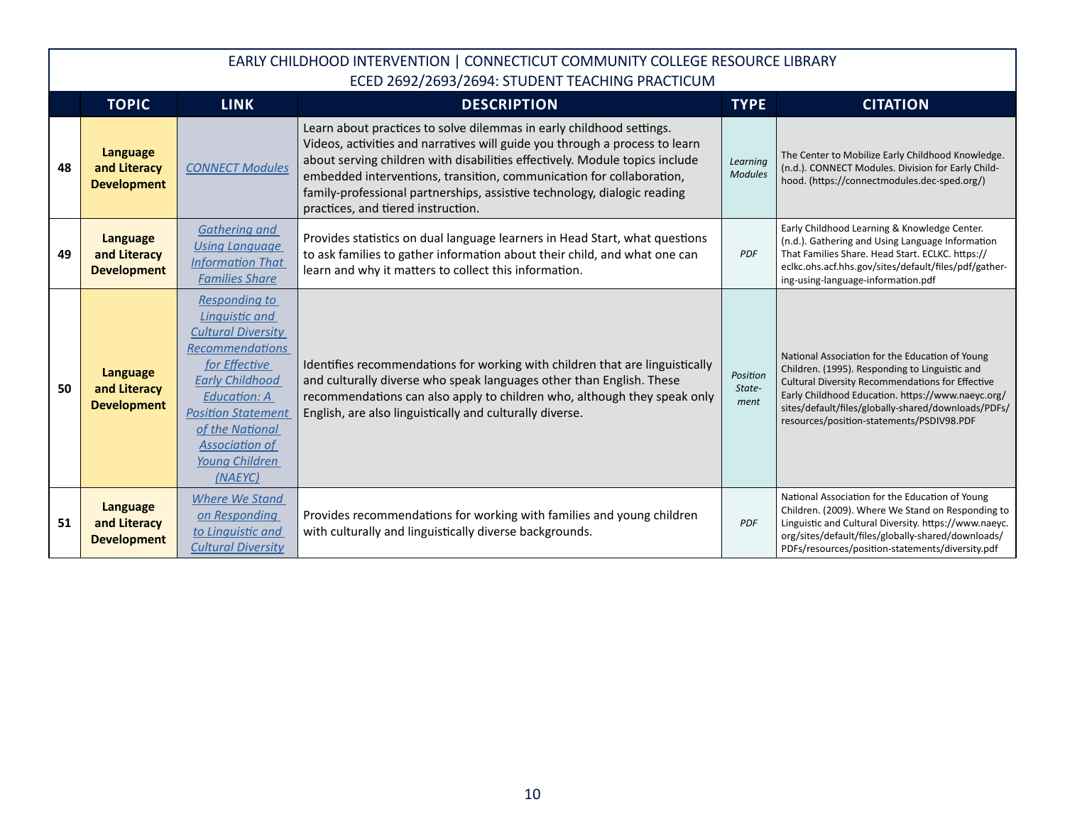EARLY CHILDHOOD INTERVENTION | CONNECTICUT COMMUNITY COLLEGE RESOURCE LIBRARY
ECED 2692/2693/2694: STUDENT TEACHING PRACTICUM

| | TOPIC | LINK | DESCRIPTION | TYPE | CITATION |
|---|---|---|---|---|---|
| 48 | **Language and Literacy Development** | *CONNECT Modules* | Learn about practices to solve dilemmas in early childhood settings. Videos, activities and narratives will guide you through a process to learn about serving children with disabilities effectively. Module topics include embedded interventions, transition, communication for collaboration, family-professional partnerships, assistive technology, dialogic reading practices, and tiered instruction. | *Learning Modules* | The Center to Mobilize Early Childhood Knowledge. (n.d.). CONNECT Modules. Division for Early Childhood. (https://connectmodules.dec-sped.org/) |
| 49 | **Language and Literacy Development** | *Gathering and Using Language Information That Families Share* | Provides statistics on dual language learners in Head Start, what questions to ask families to gather information about their child, and what one can learn and why it matters to collect this information. | *PDF* | Early Childhood Learning & Knowledge Center. (n.d.). Gathering and Using Language Information That Families Share. Head Start. ECLKC. https://eclkc.ohs.acf.hhs.gov/sites/default/files/pdf/gathering-using-language-information.pdf |
| 50 | **Language and Literacy Development** | *Responding to Linguistic and Cultural Diversity Recommendations for Effective Early Childhood Education: A Position Statement of the National Association of Young Children (NAEYC)* | Identifies recommendations for working with children that are linguistically and culturally diverse who speak languages other than English. These recommendations can also apply to children who, although they speak only English, are also linguistically and culturally diverse. | *Position Statement* | National Association for the Education of Young Children. (1995). Responding to Linguistic and Cultural Diversity Recommendations for Effective Early Childhood Education. https://www.naeyc.org/sites/default/files/globally-shared/downloads/PDFs/resources/position-statements/PSDIV98.PDF |
| 51 | **Language and Literacy Development** | *Where We Stand on Responding to Linguistic and Cultural Diversity* | Provides recommendations for working with families and young children with culturally and linguistically diverse backgrounds. | *PDF* | National Association for the Education of Young Children. (2009). Where We Stand on Responding to Linguistic and Cultural Diversity. https://www.naeyc.org/sites/default/files/globally-shared/downloads/PDFs/resources/position-statements/diversity.pdf |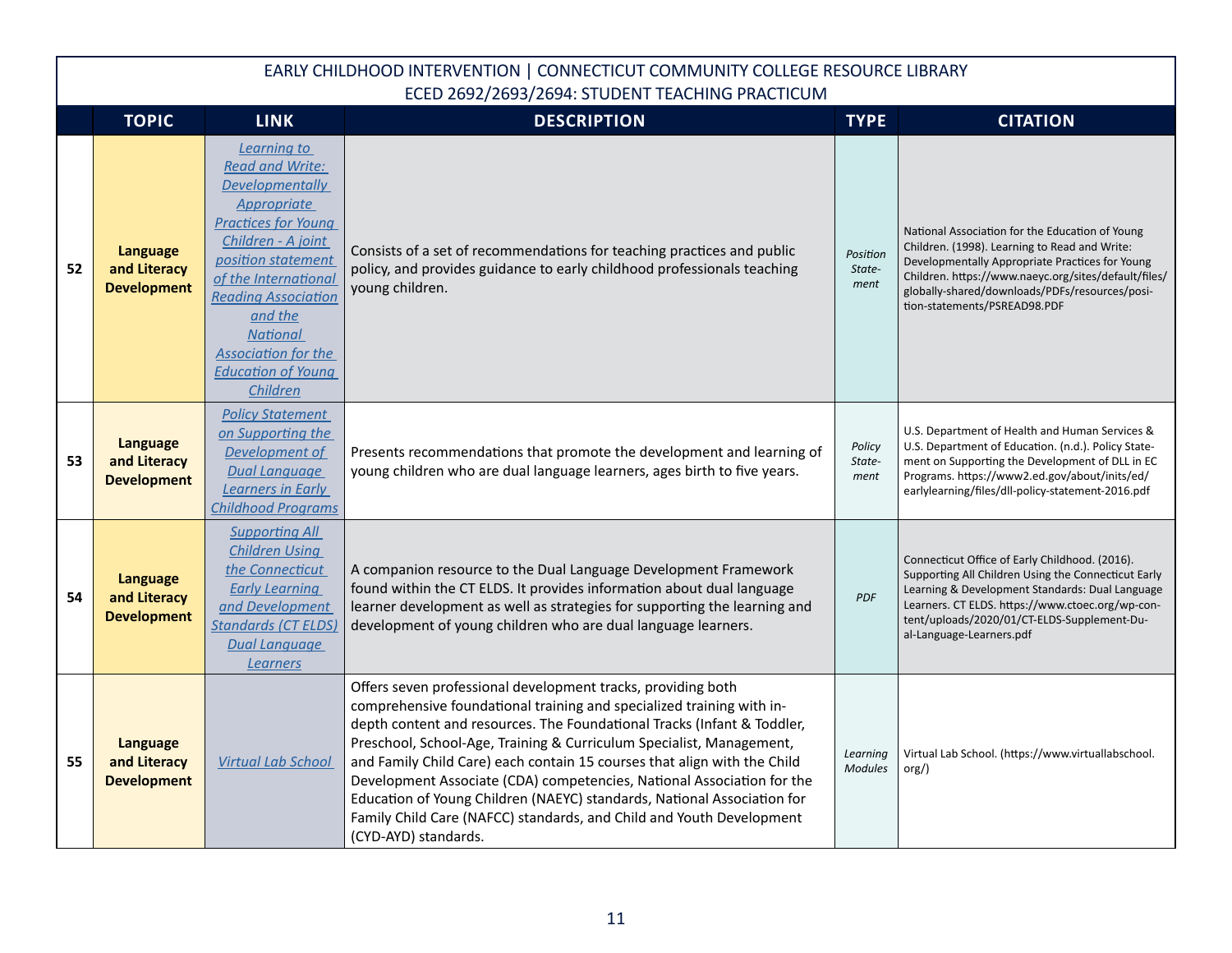EARLY CHILDHOOD INTERVENTION | CONNECTICUT COMMUNITY COLLEGE RESOURCE LIBRARY
ECED 2692/2693/2694: STUDENT TEACHING PRACTICUM

| | TOPIC | LINK | DESCRIPTION | TYPE | CITATION |
|---|---|---|---|---|---|
| 52 | **Language and Literacy Development** | *Learning to Read and Write: Developmentally Appropriate Practices for Young Children - A joint position statement of the International Reading Association and the National Association for the Education of Young Children* | Consists of a set of recommendations for teaching practices and public policy, and provides guidance to early childhood professionals teaching young children. | *Position Statement* | National Association for the Education of Young Children. (1998). Learning to Read and Write: Developmentally Appropriate Practices for Young Children. https://www.naeyc.org/sites/default/files/globally-shared/downloads/PDFs/resources/position-statements/PSREAD98.PDF |
| 53 | **Language and Literacy Development** | *Policy Statement on Supporting the Development of Dual Language Learners in Early Childhood Programs* | Presents recommendations that promote the development and learning of young children who are dual language learners, ages birth to five years. | *Policy Statement* | U.S. Department of Health and Human Services & U.S. Department of Education. (n.d.). Policy Statement on Supporting the Development of DLL in EC Programs. https://www2.ed.gov/about/inits/ed/earlylearning/files/dll-policy-statement-2016.pdf |
| 54 | **Language and Literacy Development** | *Supporting All Children Using the Connecticut Early Learning and Development Standards (CT ELDS) Dual Language Learners* | A companion resource to the Dual Language Development Framework found within the CT ELDS. It provides information about dual language learner development as well as strategies for supporting the learning and development of young children who are dual language learners. | *PDF* | Connecticut Office of Early Childhood. (2016). Supporting All Children Using the Connecticut Early Learning & Development Standards: Dual Language Learners. CT ELDS. https://www.ctoec.org/wp-content/uploads/2020/01/CT-ELDS-Supplement-Dual-Language-Learners.pdf |
| 55 | **Language and Literacy Development** | *Virtual Lab School* | Offers seven professional development tracks, providing both comprehensive foundational training and specialized training with in-depth content and resources. The Foundational Tracks (Infant & Toddler, Preschool, School-Age, Training & Curriculum Specialist, Management, and Family Child Care) each contain 15 courses that align with the Child Development Associate (CDA) competencies, National Association for the Education of Young Children (NAEYC) standards, National Association for Family Child Care (NAFCC) standards, and Child and Youth Development (CYD-AYD) standards. | *Learning Modules* | Virtual Lab School. (https://www.virtuallabschool.org/) |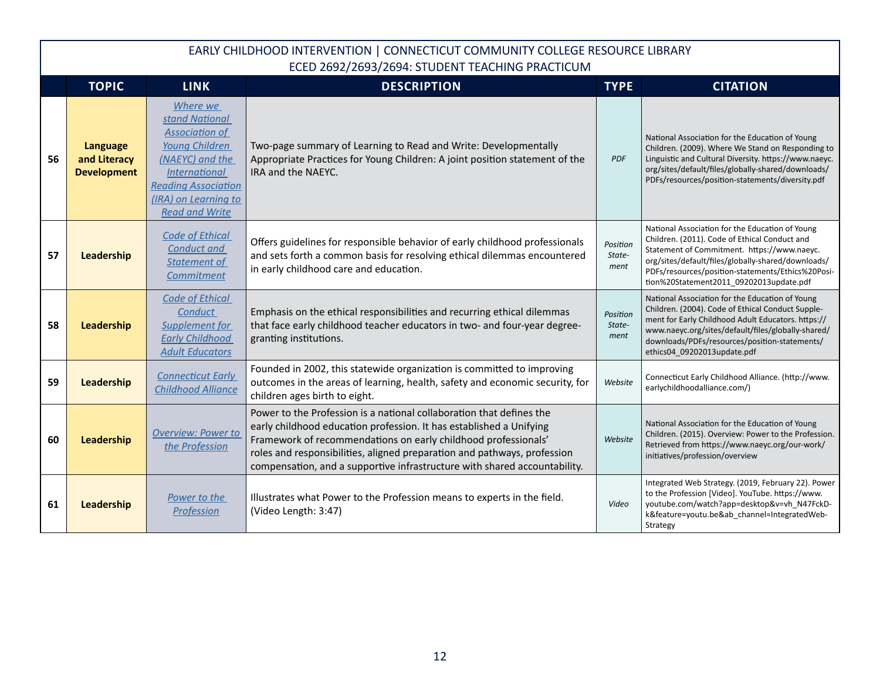EARLY CHILDHOOD INTERVENTION | CONNECTICUT COMMUNITY COLLEGE RESOURCE LIBRARY
ECED 2692/2693/2694: STUDENT TEACHING PRACTICUM

| | TOPIC | LINK | DESCRIPTION | TYPE | CITATION |
|---|---|---|---|---|---|
| 56 | **Language and Literacy Development** | *Where we stand National Association of Young Children (NAEYC) and the International Reading Association (IRA) on Learning to Read and Write* | Two-page summary of Learning to Read and Write: Developmentally Appropriate Practices for Young Children: A joint position statement of the IRA and the NAEYC. | *PDF* | National Association for the Education of Young Children. (2009). Where We Stand on Responding to Linguistic and Cultural Diversity. https://www.naeyc.org/sites/default/files/globally-shared/downloads/PDFs/resources/position-statements/diversity.pdf |
| 57 | **Leadership** | *Code of Ethical Conduct and Statement of Commitment* | Offers guidelines for responsible behavior of early childhood professionals and sets forth a common basis for resolving ethical dilemmas encountered in early childhood care and education. | *Position Statement* | National Association for the Education of Young Children. (2011). Code of Ethical Conduct and Statement of Commitment. https://www.naeyc.org/sites/default/files/globally-shared/downloads/PDFs/resources/position-statements/Ethics%20Position%20Statement2011_09202013update.pdf |
| 58 | **Leadership** | *Code of Ethical Conduct Supplement for Early Childhood Adult Educators* | Emphasis on the ethical responsibilities and recurring ethical dilemmas that face early childhood teacher educators in two- and four-year degree-granting institutions. | *Position Statement* | National Association for the Education of Young Children. (2004). Code of Ethical Conduct Supplement for Early Childhood Adult Educators. https://www.naeyc.org/sites/default/files/globally-shared/downloads/PDFs/resources/position-statements/ethics04_09202013update.pdf |
| 59 | **Leadership** | *Connecticut Early Childhood Alliance* | Founded in 2002, this statewide organization is committed to improving outcomes in the areas of learning, health, safety and economic security, for children ages birth to eight. | *Website* | Connecticut Early Childhood Alliance. (http://www.earlychildhoodalliance.com/) |
| 60 | **Leadership** | *Overview: Power to the Profession* | Power to the Profession is a national collaboration that defines the early childhood education profession. It has established a Unifying Framework of recommendations on early childhood professionals' roles and responsibilities, aligned preparation and pathways, profession compensation, and a supportive infrastructure with shared accountability. | *Website* | National Association for the Education of Young Children. (2015). Overview: Power to the Profession. Retrieved from https://www.naeyc.org/our-work/initiatives/profession/overview |
| 61 | **Leadership** | *Power to the Profession* | Illustrates what Power to the Profession means to experts in the field. (Video Length: 3:47) | *Video* | Integrated Web Strategy. (2019, February 22). Power to the Profession [Video]. YouTube. https://www.youtube.com/watch?app=desktop&v=vh_N47FckD-k&feature=youtu.be&ab_channel=IntegratedWebStrategy |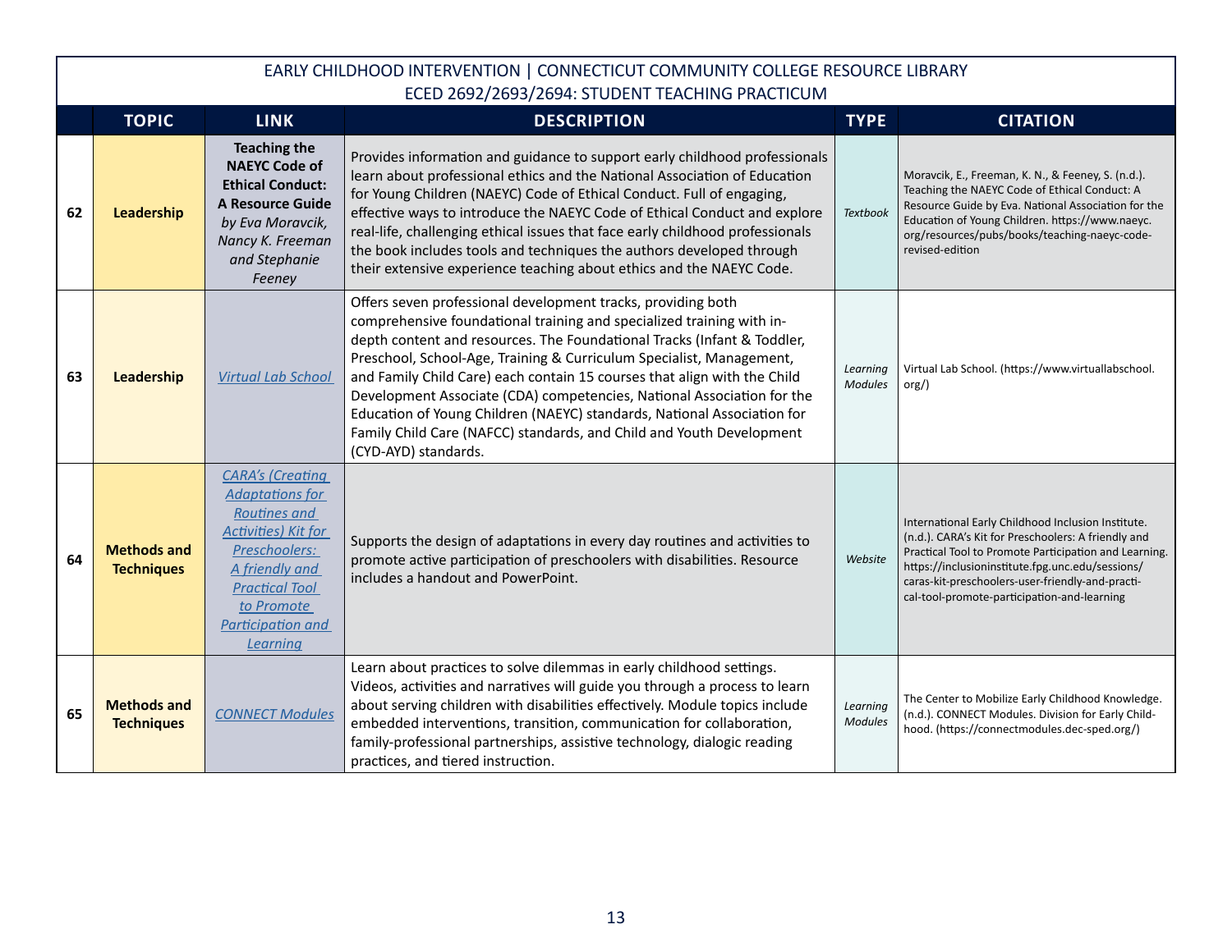| | TOPIC | LINK | DESCRIPTION | TYPE | CITATION |
|---|---|---|---|---|---|
| EARLY CHILDHOOD INTERVENTION \| CONNECTICUT COMMUNITY COLLEGE RESOURCE LIBRARY ECED 2692/2693/2694: STUDENT TEACHING PRACTICUM | | | | | |
| 62 | **Leadership** | **Teaching the NAEYC Code of Ethical Conduct: A Resource Guide** *by Eva Moravcik, Nancy K. Freeman and Stephanie Feeney* | Provides information and guidance to support early childhood professionals learn about professional ethics and the National Association of Education for Young Children (NAEYC) Code of Ethical Conduct. Full of engaging, effective ways to introduce the NAEYC Code of Ethical Conduct and explore real-life, challenging ethical issues that face early childhood professionals the book includes tools and techniques the authors developed through their extensive experience teaching about ethics and the NAEYC Code. | *Textbook* | Moravcik, E., Freeman, K. N., & Feeney, S. (n.d.). Teaching the NAEYC Code of Ethical Conduct: A Resource Guide by Eva. National Association for the Education of Young Children. https://www.naeyc.org/resources/pubs/books/teaching-naeyc-code-revised-edition |
| 63 | **Leadership** | *Virtual Lab School* | Offers seven professional development tracks, providing both comprehensive foundational training and specialized training with in-depth content and resources. The Foundational Tracks (Infant & Toddler, Preschool, School-Age, Training & Curriculum Specialist, Management, and Family Child Care) each contain 15 courses that align with the Child Development Associate (CDA) competencies, National Association for the Education of Young Children (NAEYC) standards, National Association for Family Child Care (NAFCC) standards, and Child and Youth Development (CYD-AYD) standards. | *Learning Modules* | Virtual Lab School. (https://www.virtuallabschool.org/) |
| 64 | **Methods and Techniques** | *CARA's (Creating Adaptations for Routines and Activities) Kit for Preschoolers: A friendly and Practical Tool to Promote Participation and Learning* | Supports the design of adaptations in every day routines and activities to promote active participation of preschoolers with disabilities. Resource includes a handout and PowerPoint. | *Website* | International Early Childhood Inclusion Institute. (n.d.). CARA's Kit for Preschoolers: A friendly and Practical Tool to Promote Participation and Learning. https://inclusioninstitute.fpg.unc.edu/sessions/caras-kit-preschoolers-user-friendly-and-practical-tool-promote-participation-and-learning |
| 65 | **Methods and Techniques** | *CONNECT Modules* | Learn about practices to solve dilemmas in early childhood settings. Videos, activities and narratives will guide you through a process to learn about serving children with disabilities effectively. Module topics include embedded interventions, transition, communication for collaboration, family-professional partnerships, assistive technology, dialogic reading practices, and tiered instruction. | *Learning Modules* | The Center to Mobilize Early Childhood Knowledge. (n.d.). CONNECT Modules. Division for Early Childhood. (https://connectmodules.dec-sped.org/) |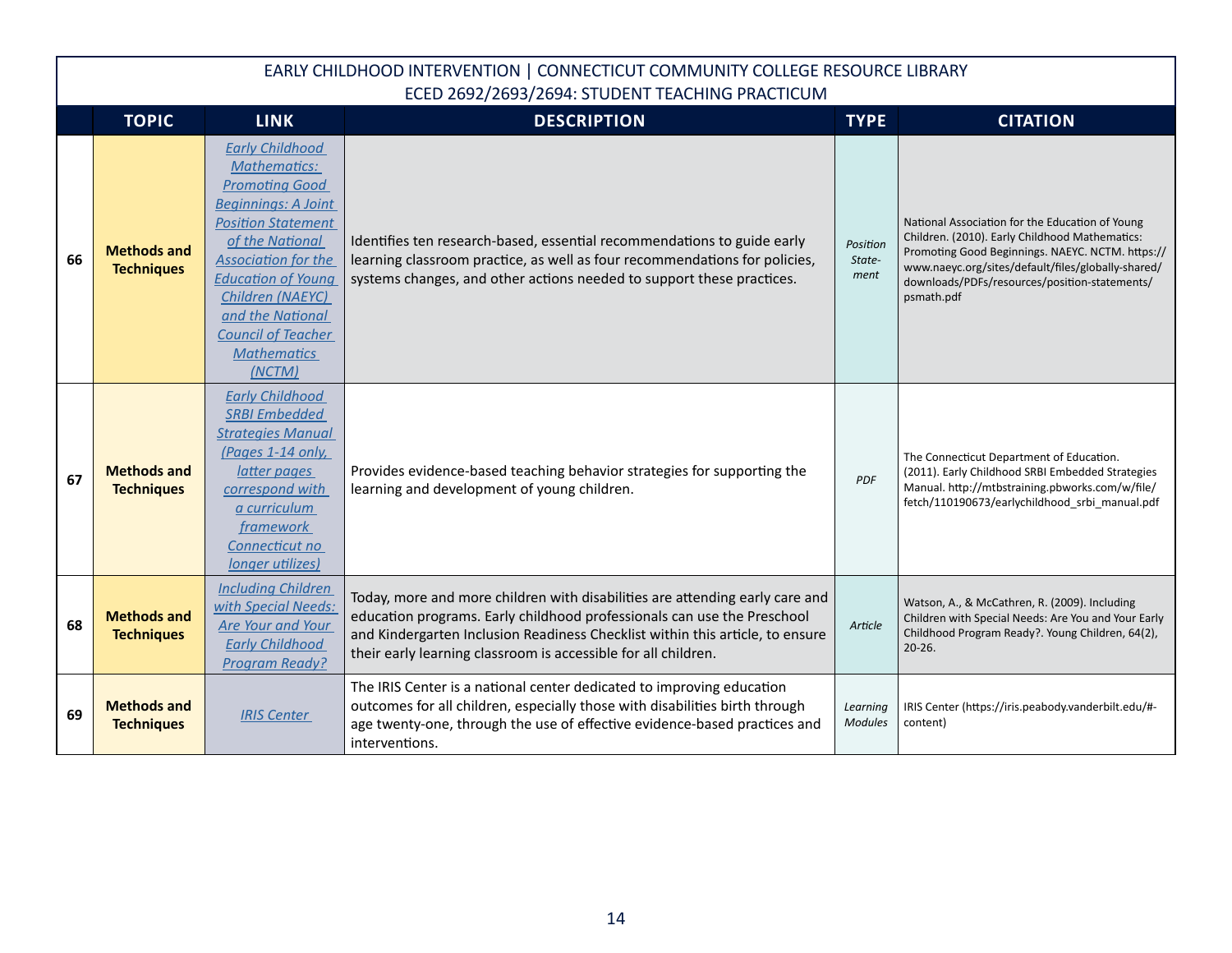| | EARLY CHILDHOOD INTERVENTION \| CONNECTICUT COMMUNITY COLLEGE RESOURCE LIBRARY ECED 2692/2693/2694: STUDENT TEACHING PRACTICUM | | | | |
|---|---|---|---|---|---|
| | **TOPIC** | **LINK** | **DESCRIPTION** | **TYPE** | **CITATION** |
| **66** | **Methods and Techniques** | *Early Childhood Mathematics: Promoting Good Beginnings: A Joint Position Statement of the National Association for the Education of Young Children (NAEYC) and the National Council of Teacher Mathematics (NCTM)* | Identifies ten research-based, essential recommendations to guide early learning classroom practice, as well as four recommendations for policies, systems changes, and other actions needed to support these practices. | *Position State-ment* | National Association for the Education of Young Children. (2010). Early Childhood Mathematics: Promoting Good Beginnings. NAEYC. NCTM. https://www.naeyc.org/sites/default/files/globally-shared/downloads/PDFs/resources/position-statements/psmath.pdf |
| **67** | **Methods and Techniques** | *Early Childhood SRBI Embedded Strategies Manual (Pages 1-14 only, latter pages correspond with a curriculum framework Connecticut no longer utilizes)* | Provides evidence-based teaching behavior strategies for supporting the learning and development of young children. | *PDF* | The Connecticut Department of Education. (2011). Early Childhood SRBI Embedded Strategies Manual. http://mtbstraining.pbworks.com/w/file/fetch/110190673/earlychildhood_srbi_manual.pdf |
| **68** | **Methods and Techniques** | *Including Children with Special Needs: Are Your and Your Early Childhood Program Ready?* | Today, more and more children with disabilities are attending early care and education programs. Early childhood professionals can use the Preschool and Kindergarten Inclusion Readiness Checklist within this article, to ensure their early learning classroom is accessible for all children. | *Article* | Watson, A., & McCathren, R. (2009). Including Children with Special Needs: Are You and Your Early Childhood Program Ready?. Young Children, 64(2), 20-26. |
| **69** | **Methods and Techniques** | *IRIS Center* | The IRIS Center is a national center dedicated to improving education outcomes for all children, especially those with disabilities birth through age twenty-one, through the use of effective evidence-based practices and interventions. | *Learning Modules* | IRIS Center (https://iris.peabody.vanderbilt.edu/#-content) |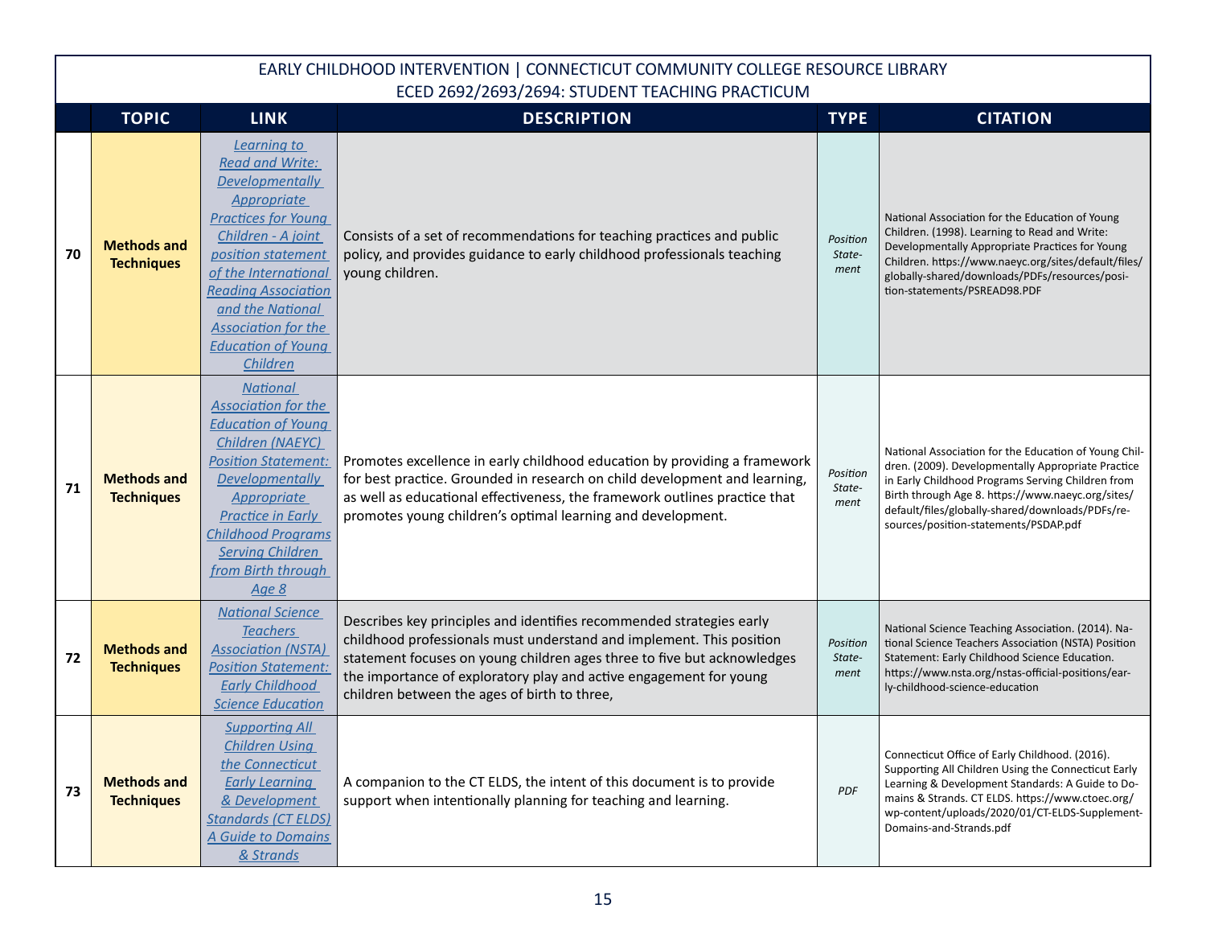| | EARLY CHILDHOOD INTERVENTION \| CONNECTICUT COMMUNITY COLLEGE RESOURCE LIBRARY ECED 2692/2693/2694: STUDENT TEACHING PRACTICUM | | | | |
|---|---|---|---|---|---|
| | **TOPIC** | **LINK** | **DESCRIPTION** | **TYPE** | **CITATION** |
| **70** | **Methods and Techniques** | *Learning to Read and Write: Developmentally Appropriate Practices for Young Children - A joint position statement of the International Reading Association and the National Association for the Education of Young Children* | Consists of a set of recommendations for teaching practices and public policy, and provides guidance to early childhood professionals teaching young children. | *Position Statement* | National Association for the Education of Young Children. (1998). Learning to Read and Write: Developmentally Appropriate Practices for Young Children. https://www.naeyc.org/sites/default/files/globally-shared/downloads/PDFs/resources/position-statements/PSREAD98.PDF |
| **71** | **Methods and Techniques** | *National Association for the Education of Young Children (NAEYC) Position Statement: Developmentally Appropriate Practice in Early Childhood Programs Serving Children from Birth through Age 8* | Promotes excellence in early childhood education by providing a framework for best practice. Grounded in research on child development and learning, as well as educational effectiveness, the framework outlines practice that promotes young children's optimal learning and development. | *Position Statement* | National Association for the Education of Young Children. (2009). Developmentally Appropriate Practice in Early Childhood Programs Serving Children from Birth through Age 8. https://www.naeyc.org/sites/default/files/globally-shared/downloads/PDFs/resources/position-statements/PSDAP.pdf |
| **72** | **Methods and Techniques** | *National Science Teachers Association (NSTA) Position Statement: Early Childhood Science Education* | Describes key principles and identifies recommended strategies early childhood professionals must understand and implement. This position statement focuses on young children ages three to five but acknowledges the importance of exploratory play and active engagement for young children between the ages of birth to three, | *Position Statement* | National Science Teaching Association. (2014). National Science Teachers Association (NSTA) Position Statement: Early Childhood Science Education. https://www.nsta.org/nstas-official-positions/early-childhood-science-education |
| **73** | **Methods and Techniques** | *Supporting All Children Using the Connecticut Early Learning & Development Standards (CT ELDS) A Guide to Domains & Strands* | A companion to the CT ELDS, the intent of this document is to provide support when intentionally planning for teaching and learning. | *PDF* | Connecticut Office of Early Childhood. (2016). Supporting All Children Using the Connecticut Early Learning & Development Standards: A Guide to Domains & Strands. CT ELDS. https://www.ctoec.org/wp-content/uploads/2020/01/CT-ELDS-Supplement-Domains-and-Strands.pdf |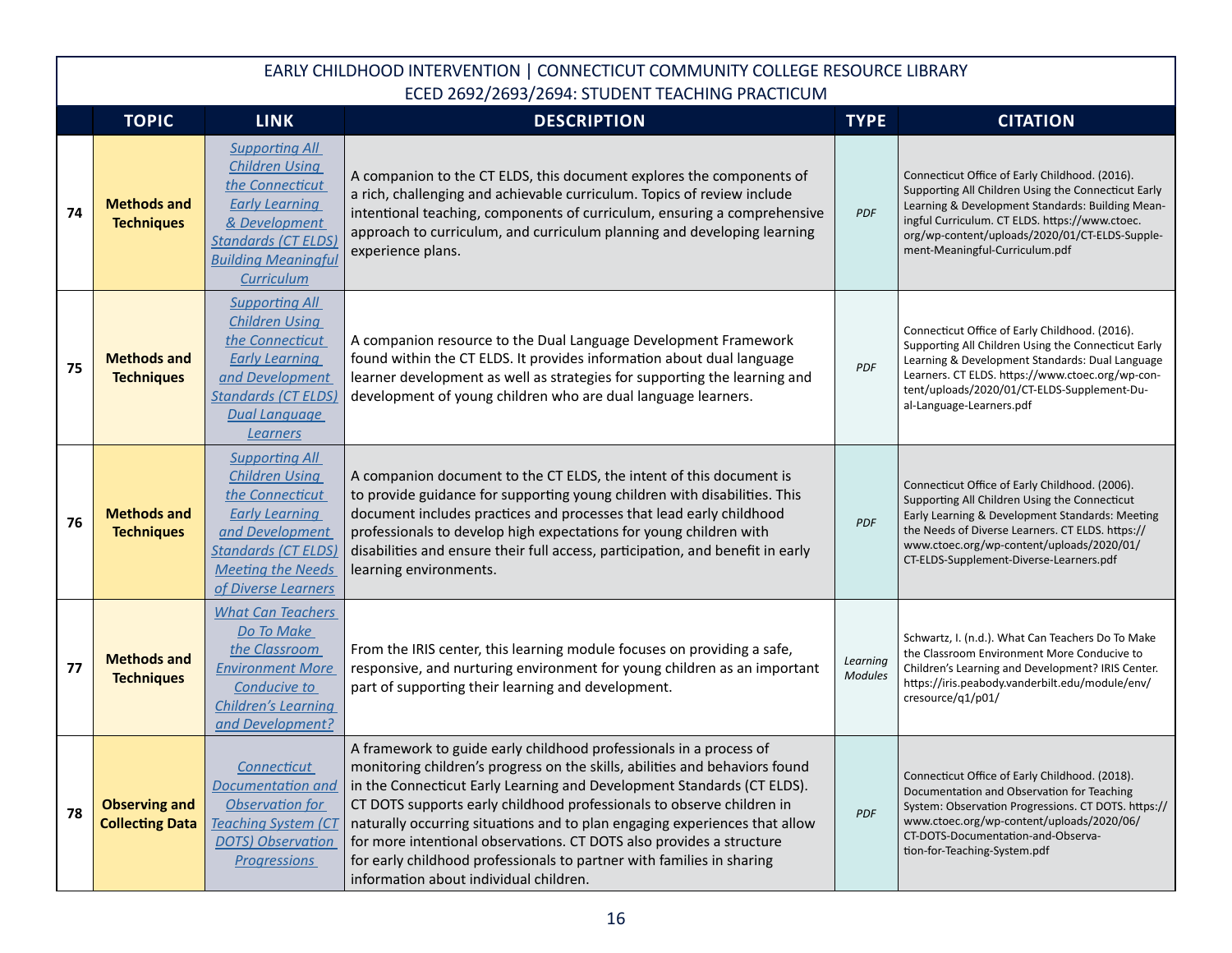| | TOPIC | LINK | DESCRIPTION | TYPE | CITATION |
|---|---|---|---|---|---|
| 74 | **Methods and Techniques** | *Supporting All Children Using the Connecticut Early Learning & Development Standards (CT ELDS) Building Meaningful Curriculum* | A companion to the CT ELDS, this document explores the components of a rich, challenging and achievable curriculum. Topics of review include intentional teaching, components of curriculum, ensuring a comprehensive approach to curriculum, and curriculum planning and developing learning experience plans. | *PDF* | Connecticut Office of Early Childhood. (2016). Supporting All Children Using the Connecticut Early Learning & Development Standards: Building Meaningful Curriculum. CT ELDS. https://www.ctoec.org/wp-content/uploads/2020/01/CT-ELDS-Supplement-Meaningful-Curriculum.pdf |
| 75 | **Methods and Techniques** | *Supporting All Children Using the Connecticut Early Learning and Development Standards (CT ELDS) Dual Language Learners* | A companion resource to the Dual Language Development Framework found within the CT ELDS. It provides information about dual language learner development as well as strategies for supporting the learning and development of young children who are dual language learners. | *PDF* | Connecticut Office of Early Childhood. (2016). Supporting All Children Using the Connecticut Early Learning & Development Standards: Dual Language Learners. CT ELDS. https://www.ctoec.org/wp-content/uploads/2020/01/CT-ELDS-Supplement-Dual-Language-Learners.pdf |
| 76 | **Methods and Techniques** | *Supporting All Children Using the Connecticut Early Learning and Development Standards (CT ELDS) Meeting the Needs of Diverse Learners* | A companion document to the CT ELDS, the intent of this document is to provide guidance for supporting young children with disabilities. This document includes practices and processes that lead early childhood professionals to develop high expectations for young children with disabilities and ensure their full access, participation, and benefit in early learning environments. | *PDF* | Connecticut Office of Early Childhood. (2006). Supporting All Children Using the Connecticut Early Learning & Development Standards: Meeting the Needs of Diverse Learners. CT ELDS. https://www.ctoec.org/wp-content/uploads/2020/01/CT-ELDS-Supplement-Diverse-Learners.pdf |
| 77 | **Methods and Techniques** | *What Can Teachers Do To Make the Classroom Environment More Conducive to Children's Learning and Development?* | From the IRIS center, this learning module focuses on providing a safe, responsive, and nurturing environment for young children as an important part of supporting their learning and development. | *Learning Modules* | Schwartz, I. (n.d.). What Can Teachers Do To Make the Classroom Environment More Conducive to Children's Learning and Development? IRIS Center. https://iris.peabody.vanderbilt.edu/module/env/cresource/q1/p01/ |
| 78 | **Observing and Collecting Data** | *Connecticut Documentation and Observation for Teaching System (CT DOTS) Observation Progressions* | A framework to guide early childhood professionals in a process of monitoring children's progress on the skills, abilities and behaviors found in the Connecticut Early Learning and Development Standards (CT ELDS). CT DOTS supports early childhood professionals to observe children in naturally occurring situations and to plan engaging experiences that allow for more intentional observations. CT DOTS also provides a structure for early childhood professionals to partner with families in sharing information about individual children. | *PDF* | Connecticut Office of Early Childhood. (2018). Documentation and Observation for Teaching System: Observation Progressions. CT DOTS. https://www.ctoec.org/wp-content/uploads/2020/06/CT-DOTS-Documentation-and-Observation-for-Teaching-System.pdf |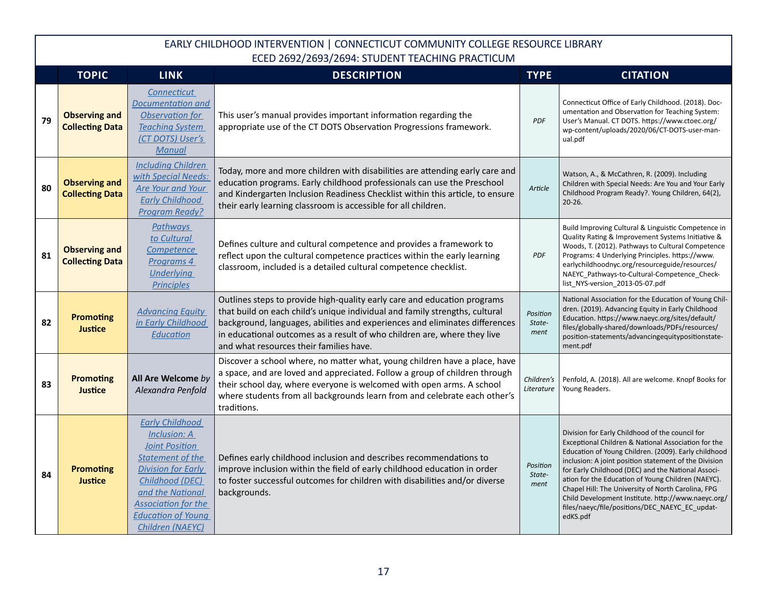EARLY CHILDHOOD INTERVENTION | CONNECTICUT COMMUNITY COLLEGE RESOURCE LIBRARY
ECED 2692/2693/2694: STUDENT TEACHING PRACTICUM

| | TOPIC | LINK | DESCRIPTION | TYPE | CITATION |
|---|---|---|---|---|---|
| 79 | **Observing and Collecting Data** | *Connecticut Documentation and Observation for Teaching System (CT DOTS) User's Manual* | This user's manual provides important information regarding the appropriate use of the CT DOTS Observation Progressions framework. | *PDF* | Connecticut Office of Early Childhood. (2018). Documentation and Observation for Teaching System: User's Manual. CT DOTS. https://www.ctoec.org/wp-content/uploads/2020/06/CT-DOTS-user-manual.pdf |
| 80 | **Observing and Collecting Data** | *Including Children with Special Needs: Are Your and Your Early Childhood Program Ready?* | Today, more and more children with disabilities are attending early care and education programs. Early childhood professionals can use the Preschool and Kindergarten Inclusion Readiness Checklist within this article, to ensure their early learning classroom is accessible for all children. | *Article* | Watson, A., & McCathren, R. (2009). Including Children with Special Needs: Are You and Your Early Childhood Program Ready?. Young Children, 64(2), 20-26. |
| 81 | **Observing and Collecting Data** | *Pathways to Cultural Competence Programs 4 Underlying Principles* | Defines culture and cultural competence and provides a framework to reflect upon the cultural competence practices within the early learning classroom, included is a detailed cultural competence checklist. | *PDF* | Build Improving Cultural & Linguistic Competence in Quality Rating & Improvement Systems Initiative & Woods, T. (2012). Pathways to Cultural Competence Programs: 4 Underlying Principles. https://www.earlychildhoodnyc.org/resourceguide/resources/NAEYC_Pathways-to-Cultural-Competence_Checklist_NYS-version_2013-05-07.pdf |
| 82 | **Promoting Justice** | *Advancing Equity in Early Childhood Education* | Outlines steps to provide high-quality early care and education programs that build on each child's unique individual and family strengths, cultural background, languages, abilities and experiences and eliminates differences in educational outcomes as a result of who children are, where they live and what resources their families have. | *Position Statement* | National Association for the Education of Young Children. (2019). Advancing Equity in Early Childhood Education. https://www.naeyc.org/sites/default/files/globally-shared/downloads/PDFs/resources/position-statements/advancingequitypositionstatement.pdf |
| 83 | **Promoting Justice** | **All Are Welcome** *by Alexandra Penfold* | Discover a school where, no matter what, young children have a place, have a space, and are loved and appreciated. Follow a group of children through their school day, where everyone is welcomed with open arms. A school where students from all backgrounds learn from and celebrate each other's traditions. | *Children's Literature* | Penfold, A. (2018). All are welcome. Knopf Books for Young Readers. |
| 84 | **Promoting Justice** | *Early Childhood Inclusion: A Joint Position Statement of the Division for Early Childhood (DEC) and the National Association for the Education of Young Children (NAEYC)* | Defines early childhood inclusion and describes recommendations to improve inclusion within the field of early childhood education in order to foster successful outcomes for children with disabilities and/or diverse backgrounds. | *Position Statement* | Division for Early Childhood of the council for Exceptional Children & National Association for the Education of Young Children. (2009). Early childhood inclusion: A joint position statement of the Division for Early Childhood (DEC) and the National Association for the Education of Young Children (NAEYC). Chapel Hill: The University of North Carolina, FPG Child Development Institute. http://www.naeyc.org/files/naeyc/file/positions/DEC_NAEYC_EC_updatedKS.pdf |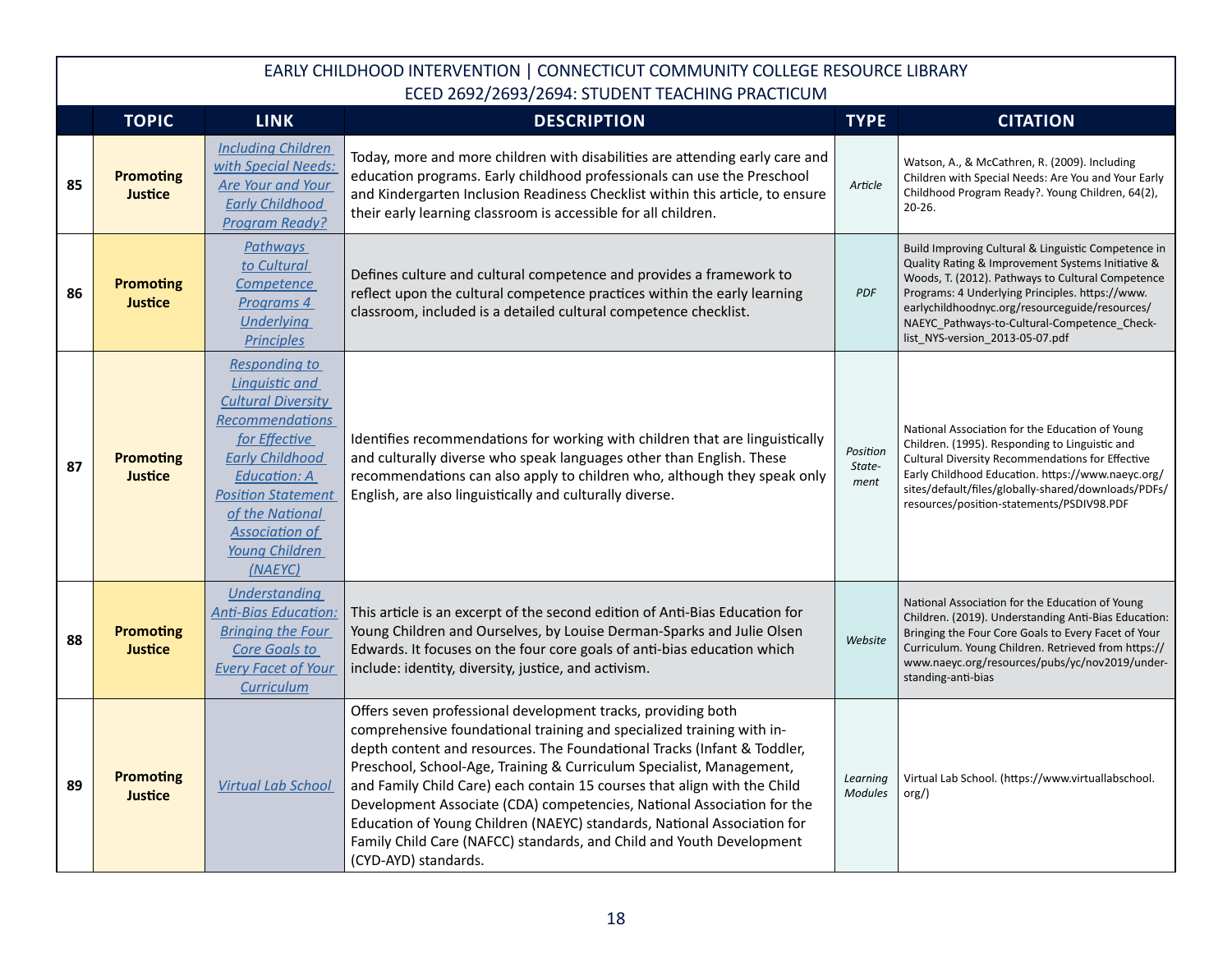EARLY CHILDHOOD INTERVENTION | CONNECTICUT COMMUNITY COLLEGE RESOURCE LIBRARY
ECED 2692/2693/2694: STUDENT TEACHING PRACTICUM

| | TOPIC | LINK | DESCRIPTION | TYPE | CITATION |
|---|---|---|---|---|---|
| 85 | **Promoting Justice** | *Including Children with Special Needs: Are Your and Your Early Childhood Program Ready?* | Today, more and more children with disabilities are attending early care and education programs. Early childhood professionals can use the Preschool and Kindergarten Inclusion Readiness Checklist within this article, to ensure their early learning classroom is accessible for all children. | *Article* | Watson, A., & McCathren, R. (2009). Including Children with Special Needs: Are You and Your Early Childhood Program Ready?. Young Children, 64(2), 20-26. |
| 86 | **Promoting Justice** | *Pathways to Cultural Competence Programs 4 Underlying Principles* | Defines culture and cultural competence and provides a framework to reflect upon the cultural competence practices within the early learning classroom, included is a detailed cultural competence checklist. | *PDF* | Build Improving Cultural & Linguistic Competence in Quality Rating & Improvement Systems Initiative & Woods, T. (2012). Pathways to Cultural Competence Programs: 4 Underlying Principles. https://www.earlychildhoodnyc.org/resourceguide/resources/NAEYC_Pathways-to-Cultural-Competence_Checklist_NYS-version_2013-05-07.pdf |
| 87 | **Promoting Justice** | *Responding to Linguistic and Cultural Diversity Recommendations for Effective Early Childhood Education: A Position Statement of the National Association of Young Children (NAEYC)* | Identifies recommendations for working with children that are linguistically and culturally diverse who speak languages other than English. These recommendations can also apply to children who, although they speak only English, are also linguistically and culturally diverse. | *Position Statement* | National Association for the Education of Young Children. (1995). Responding to Linguistic and Cultural Diversity Recommendations for Effective Early Childhood Education. https://www.naeyc.org/sites/default/files/globally-shared/downloads/PDFs/resources/position-statements/PSDIV98.PDF |
| 88 | **Promoting Justice** | *Understanding Anti-Bias Education: Bringing the Four Core Goals to Every Facet of Your Curriculum* | This article is an excerpt of the second edition of Anti-Bias Education for Young Children and Ourselves, by Louise Derman-Sparks and Julie Olsen Edwards. It focuses on the four core goals of anti-bias education which include: identity, diversity, justice, and activism. | *Website* | National Association for the Education of Young Children. (2019). Understanding Anti-Bias Education: Bringing the Four Core Goals to Every Facet of Your Curriculum. Young Children. Retrieved from https://www.naeyc.org/resources/pubs/yc/nov2019/understanding-anti-bias |
| 89 | **Promoting Justice** | *Virtual Lab School* | Offers seven professional development tracks, providing both comprehensive foundational training and specialized training with in-depth content and resources. The Foundational Tracks (Infant & Toddler, Preschool, School-Age, Training & Curriculum Specialist, Management, and Family Child Care) each contain 15 courses that align with the Child Development Associate (CDA) competencies, National Association for the Education of Young Children (NAEYC) standards, National Association for Family Child Care (NAFCC) standards, and Child and Youth Development (CYD-AYD) standards. | *Learning Modules* | Virtual Lab School. (https://www.virtuallabschool.org/) |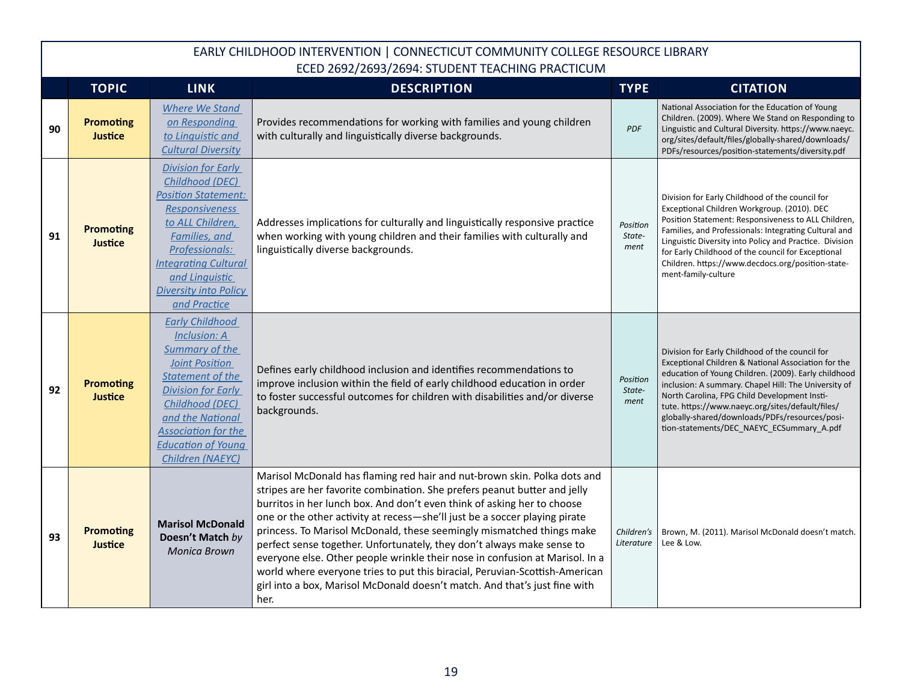EARLY CHILDHOOD INTERVENTION | CONNECTICUT COMMUNITY COLLEGE RESOURCE LIBRARY
ECED 2692/2693/2694: STUDENT TEACHING PRACTICUM

| | TOPIC | LINK | DESCRIPTION | TYPE | CITATION |
|---|---|---|---|---|---|
| 90 | **Promoting Justice** | *Where We Stand on Responding to Linguistic and Cultural Diversity* | Provides recommendations for working with families and young children with culturally and linguistically diverse backgrounds. | *PDF* | National Association for the Education of Young Children. (2009). Where We Stand on Responding to Linguistic and Cultural Diversity. https://www.naeyc.org/sites/default/files/globally-shared/downloads/PDFs/resources/position-statements/diversity.pdf |
| 91 | **Promoting Justice** | *Division for Early Childhood (DEC) Position Statement: Responsiveness to ALL Children, Families, and Professionals: Integrating Cultural and Linguistic Diversity into Policy and Practice* | Addresses implications for culturally and linguistically responsive practice when working with young children and their families with culturally and linguistically diverse backgrounds. | *Position Statement* | Division for Early Childhood of the council for Exceptional Children Workgroup. (2010). DEC Position Statement: Responsiveness to ALL Children, Families, and Professionals: Integrating Cultural and Linguistic Diversity into Policy and Practice. Division for Early Childhood of the council for Exceptional Children. https://www.decdocs.org/position-statement-family-culture |
| 92 | **Promoting Justice** | *Early Childhood Inclusion: A Summary of the Joint Position Statement of the Division for Early Childhood (DEC) and the National Association for the Education of Young Children (NAEYC)* | Defines early childhood inclusion and identifies recommendations to improve inclusion within the field of early childhood education in order to foster successful outcomes for children with disabilities and/or diverse backgrounds. | *Position Statement* | Division for Early Childhood of the council for Exceptional Children & National Association for the education of Young Children. (2009). Early childhood inclusion: A summary. Chapel Hill: The University of North Carolina, FPG Child Development Institute. https://www.naeyc.org/sites/default/files/globally-shared/downloads/PDFs/resources/position-statements/DEC_NAEYC_ECSummary_A.pdf |
| 93 | **Promoting Justice** | **Marisol McDonald Doesn't Match** *by Monica Brown* | Marisol McDonald has flaming red hair and nut-brown skin. Polka dots and stripes are her favorite combination. She prefers peanut butter and jelly burritos in her lunch box. And don't even think of asking her to choose one or the other activity at recess—she'll just be a soccer playing pirate princess. To Marisol McDonald, these seemingly mismatched things make perfect sense together. Unfortunately, they don't always make sense to everyone else. Other people wrinkle their nose in confusion at Marisol. In a world where everyone tries to put this biracial, Peruvian-Scottish-American girl into a box, Marisol McDonald doesn't match. And that's just fine with her. | *Children's Literature* | Brown, M. (2011). Marisol McDonald doesn't match. Lee & Low. |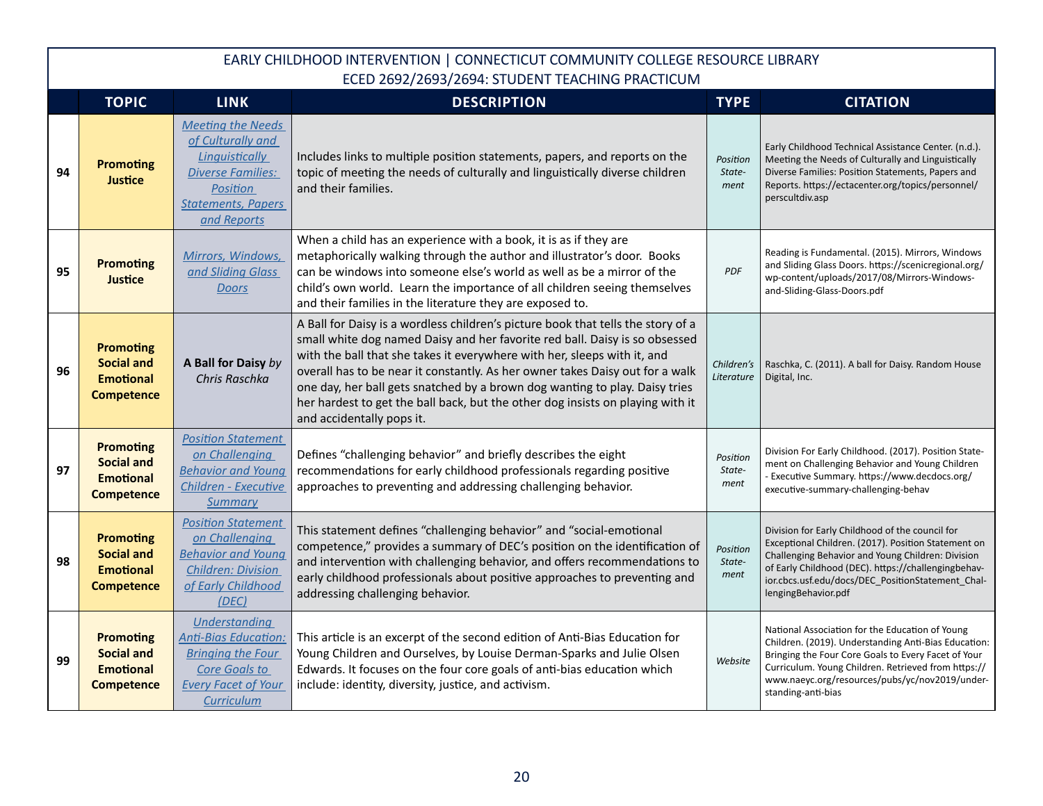EARLY CHILDHOOD INTERVENTION | CONNECTICUT COMMUNITY COLLEGE RESOURCE LIBRARY
ECED 2692/2693/2694: STUDENT TEACHING PRACTICUM

| | TOPIC | LINK | DESCRIPTION | TYPE | CITATION |
|---|---|---|---|---|---|
| 94 | **Promoting Justice** | *Meeting the Needs of Culturally and Linguistically Diverse Families: Position Statements, Papers and Reports* | Includes links to multiple position statements, papers, and reports on the topic of meeting the needs of culturally and linguistically diverse children and their families. | *Position Statement* | Early Childhood Technical Assistance Center. (n.d.). Meeting the Needs of Culturally and Linguistically Diverse Families: Position Statements, Papers and Reports. https://ectacenter.org/topics/personnel/perscultdiv.asp |
| 95 | **Promoting Justice** | *Mirrors, Windows, and Sliding Glass Doors* | When a child has an experience with a book, it is as if they are metaphorically walking through the author and illustrator's door. Books can be windows into someone else's world as well as be a mirror of the child's own world. Learn the importance of all children seeing themselves and their families in the literature they are exposed to. | *PDF* | Reading is Fundamental. (2015). Mirrors, Windows and Sliding Glass Doors. https://scenicregional.org/wp-content/uploads/2017/08/Mirrors-Windows-and-Sliding-Glass-Doors.pdf |
| 96 | **Promoting Social and Emotional Competence** | **A Ball for Daisy** *by Chris Raschka* | A Ball for Daisy is a wordless children's picture book that tells the story of a small white dog named Daisy and her favorite red ball. Daisy is so obsessed with the ball that she takes it everywhere with her, sleeps with it, and overall has to be near it constantly. As her owner takes Daisy out for a walk one day, her ball gets snatched by a brown dog wanting to play. Daisy tries her hardest to get the ball back, but the other dog insists on playing with it and accidentally pops it. | *Children's Literature* | Raschka, C. (2011). A ball for Daisy. Random House Digital, Inc. |
| 97 | **Promoting Social and Emotional Competence** | *Position Statement on Challenging Behavior and Young Children - Executive Summary* | Defines "challenging behavior" and briefly describes the eight recommendations for early childhood professionals regarding positive approaches to preventing and addressing challenging behavior. | *Position Statement* | Division For Early Childhood. (2017). Position Statement on Challenging Behavior and Young Children - Executive Summary. https://www.decdocs.org/executive-summary-challenging-behav |
| 98 | **Promoting Social and Emotional Competence** | *Position Statement on Challenging Behavior and Young Children: Division of Early Childhood (DEC)* | This statement defines "challenging behavior" and "social-emotional competence," provides a summary of DEC's position on the identification of and intervention with challenging behavior, and offers recommendations to early childhood professionals about positive approaches to preventing and addressing challenging behavior. | *Position Statement* | Division for Early Childhood of the council for Exceptional Children. (2017). Position Statement on Challenging Behavior and Young Children: Division of Early Childhood (DEC). https://challengingbehavior.cbcs.usf.edu/docs/DEC_PositionStatement_ChallengingBehavior.pdf |
| 99 | **Promoting Social and Emotional Competence** | *Understanding Anti-Bias Education: Bringing the Four Core Goals to Every Facet of Your Curriculum* | This article is an excerpt of the second edition of Anti-Bias Education for Young Children and Ourselves, by Louise Derman-Sparks and Julie Olsen Edwards. It focuses on the four core goals of anti-bias education which include: identity, diversity, justice, and activism. | *Website* | National Association for the Education of Young Children. (2019). Understanding Anti-Bias Education: Bringing the Four Core Goals to Every Facet of Your Curriculum. Young Children. Retrieved from https://www.naeyc.org/resources/pubs/yc/nov2019/understanding-anti-bias |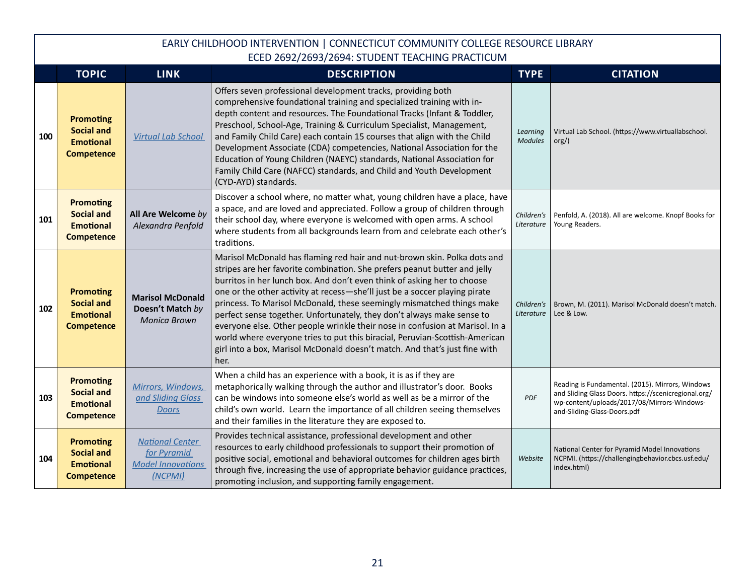EARLY CHILDHOOD INTERVENTION | CONNECTICUT COMMUNITY COLLEGE RESOURCE LIBRARY
ECED 2692/2693/2694: STUDENT TEACHING PRACTICUM

| | TOPIC | LINK | DESCRIPTION | TYPE | CITATION |
|---|---|---|---|---|---|
| 100 | **Promoting Social and Emotional Competence** | *Virtual Lab School* | Offers seven professional development tracks, providing both comprehensive foundational training and specialized training with in-depth content and resources. The Foundational Tracks (Infant & Toddler, Preschool, School-Age, Training & Curriculum Specialist, Management, and Family Child Care) each contain 15 courses that align with the Child Development Associate (CDA) competencies, National Association for the Education of Young Children (NAEYC) standards, National Association for Family Child Care (NAFCC) standards, and Child and Youth Development (CYD-AYD) standards. | *Learning Modules* | Virtual Lab School. (https://www.virtuallabschool.org/) |
| 101 | **Promoting Social and Emotional Competence** | **All Are Welcome** *by Alexandra Penfold* | Discover a school where, no matter what, young children have a place, have a space, and are loved and appreciated. Follow a group of children through their school day, where everyone is welcomed with open arms. A school where students from all backgrounds learn from and celebrate each other's traditions. | *Children's Literature* | Penfold, A. (2018). All are welcome. Knopf Books for Young Readers. |
| 102 | **Promoting Social and Emotional Competence** | **Marisol McDonald Doesn't Match** *by Monica Brown* | Marisol McDonald has flaming red hair and nut-brown skin. Polka dots and stripes are her favorite combination. She prefers peanut butter and jelly burritos in her lunch box. And don't even think of asking her to choose one or the other activity at recess—she'll just be a soccer playing pirate princess. To Marisol McDonald, these seemingly mismatched things make perfect sense together. Unfortunately, they don't always make sense to everyone else. Other people wrinkle their nose in confusion at Marisol. In a world where everyone tries to put this biracial, Peruvian-Scottish-American girl into a box, Marisol McDonald doesn't match. And that's just fine with her. | *Children's Literature* | Brown, M. (2011). Marisol McDonald doesn't match. Lee & Low. |
| 103 | **Promoting Social and Emotional Competence** | *Mirrors, Windows, and Sliding Glass Doors* | When a child has an experience with a book, it is as if they are metaphorically walking through the author and illustrator's door. Books can be windows into someone else's world as well as be a mirror of the child's own world. Learn the importance of all children seeing themselves and their families in the literature they are exposed to. | *PDF* | Reading is Fundamental. (2015). Mirrors, Windows and Sliding Glass Doors. https://scenicregional.org/wp-content/uploads/2017/08/Mirrors-Windows-and-Sliding-Glass-Doors.pdf |
| 104 | **Promoting Social and Emotional Competence** | *National Center for Pyramid Model Innovations (NCPMI)* | Provides technical assistance, professional development and other resources to early childhood professionals to support their promotion of positive social, emotional and behavioral outcomes for children ages birth through five, increasing the use of appropriate behavior guidance practices, promoting inclusion, and supporting family engagement. | *Website* | National Center for Pyramid Model Innovations NCPMI. (https://challengingbehavior.cbcs.usf.edu/index.html) |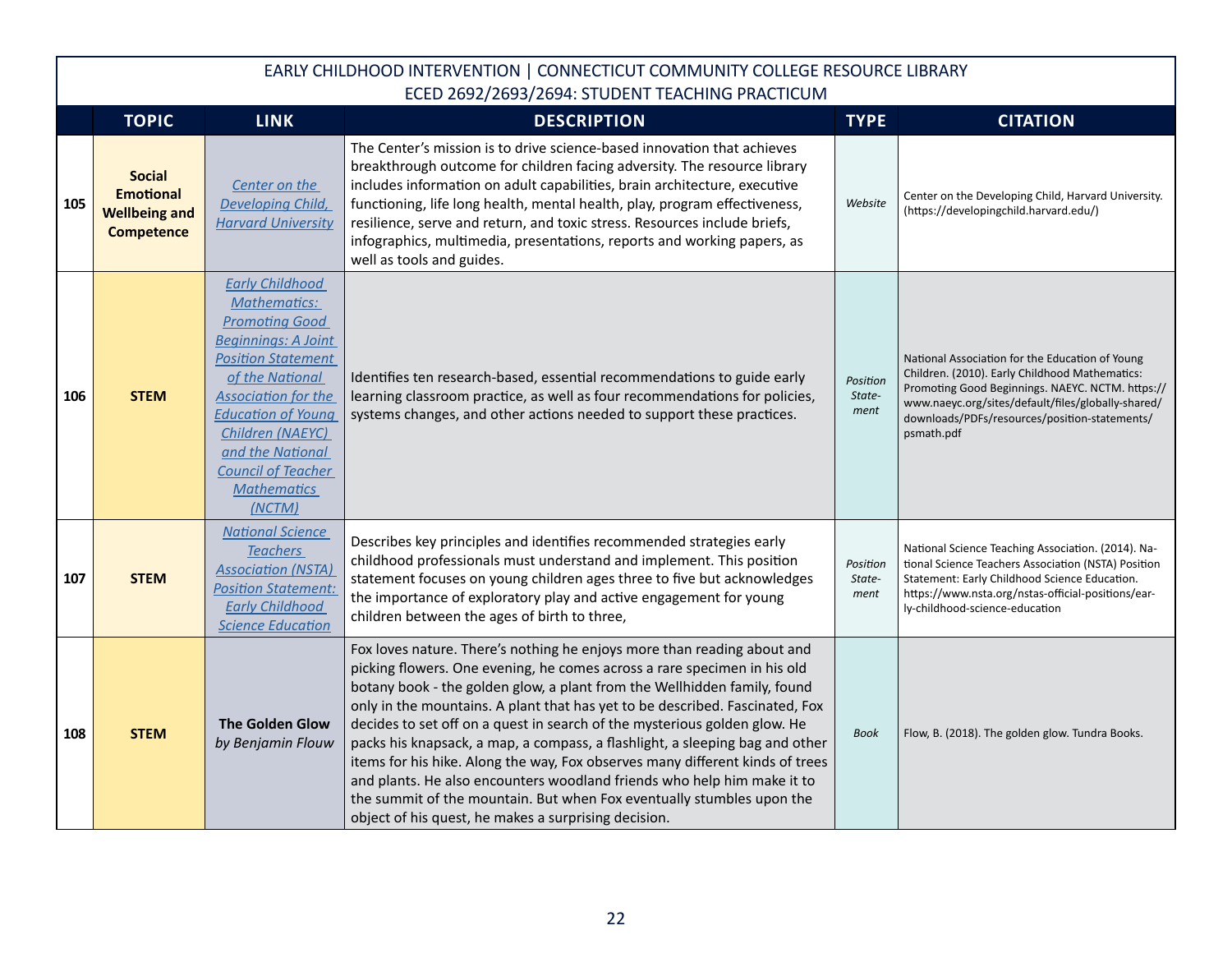EARLY CHILDHOOD INTERVENTION | CONNECTICUT COMMUNITY COLLEGE RESOURCE LIBRARY
ECED 2692/2693/2694: STUDENT TEACHING PRACTICUM

| | TOPIC | LINK | DESCRIPTION | TYPE | CITATION |
|---|---|---|---|---|---|
| 105 | **Social Emotional Wellbeing and Competence** | *Center on the Developing Child, Harvard University* | The Center's mission is to drive science-based innovation that achieves breakthrough outcome for children facing adversity. The resource library includes information on adult capabilities, brain architecture, executive functioning, life long health, mental health, play, program effectiveness, resilience, serve and return, and toxic stress. Resources include briefs, infographics, multimedia, presentations, reports and working papers, as well as tools and guides. | *Website* | Center on the Developing Child, Harvard University. (https://developingchild.harvard.edu/) |
| 106 | **STEM** | *Early Childhood Mathematics: Promoting Good Beginnings: A Joint Position Statement of the National Association for the Education of Young Children (NAEYC) and the National Council of Teacher Mathematics (NCTM)* | Identifies ten research-based, essential recommendations to guide early learning classroom practice, as well as four recommendations for policies, systems changes, and other actions needed to support these practices. | *Position Statement* | National Association for the Education of Young Children. (2010). Early Childhood Mathematics: Promoting Good Beginnings. NAEYC. NCTM. https://www.naeyc.org/sites/default/files/globally-shared/downloads/PDFs/resources/position-statements/psmath.pdf |
| 107 | **STEM** | *National Science Teachers Association (NSTA) Position Statement: Early Childhood Science Education* | Describes key principles and identifies recommended strategies early childhood professionals must understand and implement. This position statement focuses on young children ages three to five but acknowledges the importance of exploratory play and active engagement for young children between the ages of birth to three, | *Position Statement* | National Science Teaching Association. (2014). National Science Teachers Association (NSTA) Position Statement: Early Childhood Science Education. https://www.nsta.org/nstas-official-positions/early-childhood-science-education |
| 108 | **STEM** | **The Golden Glow** *by Benjamin Flouw* | Fox loves nature. There's nothing he enjoys more than reading about and picking flowers. One evening, he comes across a rare specimen in his old botany book - the golden glow, a plant from the Wellhidden family, found only in the mountains. A plant that has yet to be described. Fascinated, Fox decides to set off on a quest in search of the mysterious golden glow. He packs his knapsack, a map, a compass, a flashlight, a sleeping bag and other items for his hike. Along the way, Fox observes many different kinds of trees and plants. He also encounters woodland friends who help him make it to the summit of the mountain. But when Fox eventually stumbles upon the object of his quest, he makes a surprising decision. | *Book* | Flow, B. (2018). The golden glow. Tundra Books. |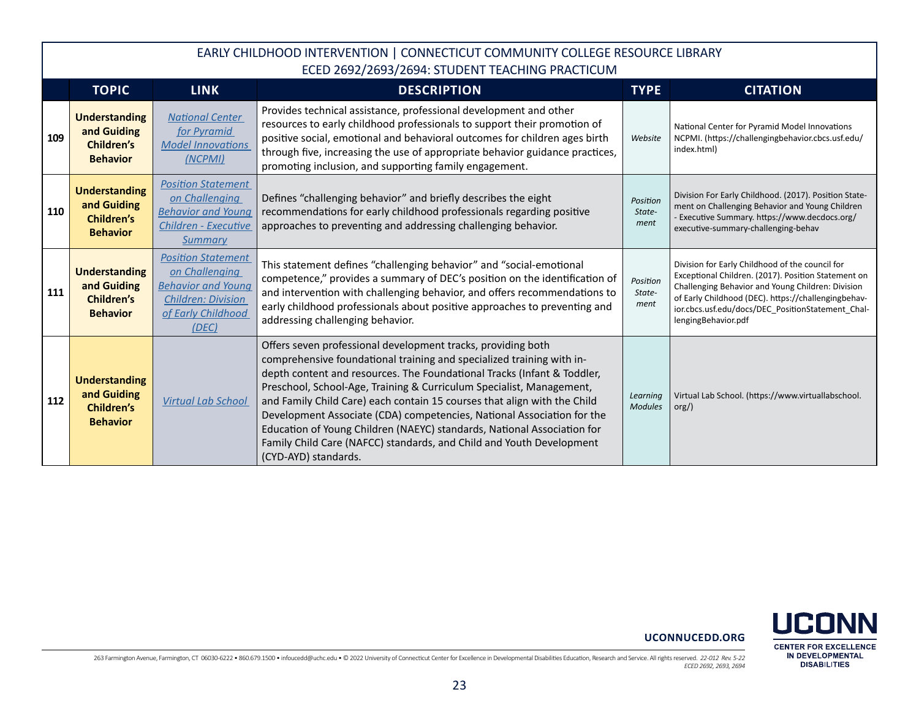EARLY CHILDHOOD INTERVENTION | CONNECTICUT COMMUNITY COLLEGE RESOURCE LIBRARY
ECED 2692/2693/2694: STUDENT TEACHING PRACTICUM

| | TOPIC | LINK | DESCRIPTION | TYPE | CITATION |
|---|---|---|---|---|---|
| 109 | **Understanding and Guiding Children's Behavior** | *National Center for Pyramid Model Innovations (NCPMI)* | Provides technical assistance, professional development and other resources to early childhood professionals to support their promotion of positive social, emotional and behavioral outcomes for children ages birth through five, increasing the use of appropriate behavior guidance practices, promoting inclusion, and supporting family engagement. | *Website* | National Center for Pyramid Model Innovations NCPMI. (https://challengingbehavior.cbcs.usf.edu/index.html) |
| 110 | **Understanding and Guiding Children's Behavior** | *Position Statement on Challenging Behavior and Young Children - Executive Summary* | Defines "challenging behavior" and briefly describes the eight recommendations for early childhood professionals regarding positive approaches to preventing and addressing challenging behavior. | *Position Statement* | Division For Early Childhood. (2017). Position Statement on Challenging Behavior and Young Children - Executive Summary. https://www.decdocs.org/executive-summary-challenging-behav |
| 111 | **Understanding and Guiding Children's Behavior** | *Position Statement on Challenging Behavior and Young Children: Division of Early Childhood (DEC)* | This statement defines "challenging behavior" and "social-emotional competence," provides a summary of DEC's position on the identification of and intervention with challenging behavior, and offers recommendations to early childhood professionals about positive approaches to preventing and addressing challenging behavior. | *Position Statement* | Division for Early Childhood of the council for Exceptional Children. (2017). Position Statement on Challenging Behavior and Young Children: Division of Early Childhood (DEC). https://challengingbehavior.cbcs.usf.edu/docs/DEC_PositionStatement_ChallengingBehavior.pdf |
| 112 | **Understanding and Guiding Children's Behavior** | *Virtual Lab School* | Offers seven professional development tracks, providing both comprehensive foundational training and specialized training with in-depth content and resources. The Foundational Tracks (Infant & Toddler, Preschool, School-Age, Training & Curriculum Specialist, Management, and Family Child Care) each contain 15 courses that align with the Child Development Associate (CDA) competencies, National Association for the Education of Young Children (NAEYC) standards, National Association for Family Child Care (NAFCC) standards, and Child and Youth Development (CYD-AYD) standards. | *Learning Modules* | Virtual Lab School. (https://www.virtuallabschool.org/) |

UCONNUCEDD.ORG

UCONN CENTER FOR EXCELLENCE IN DEVELOPMENTAL DISABILITIES

263 Farmington Avenue, Farmington, CT 06030-6222 • 860.679.1500 • infoucedd@uchc.edu • © 2022 University of Connecticut Center for Excellence in Developmental Disabilities Education, Research and Service. All rights reserved. *22-012 Rev. 5-22 ECED 2692, 2693, 2694*